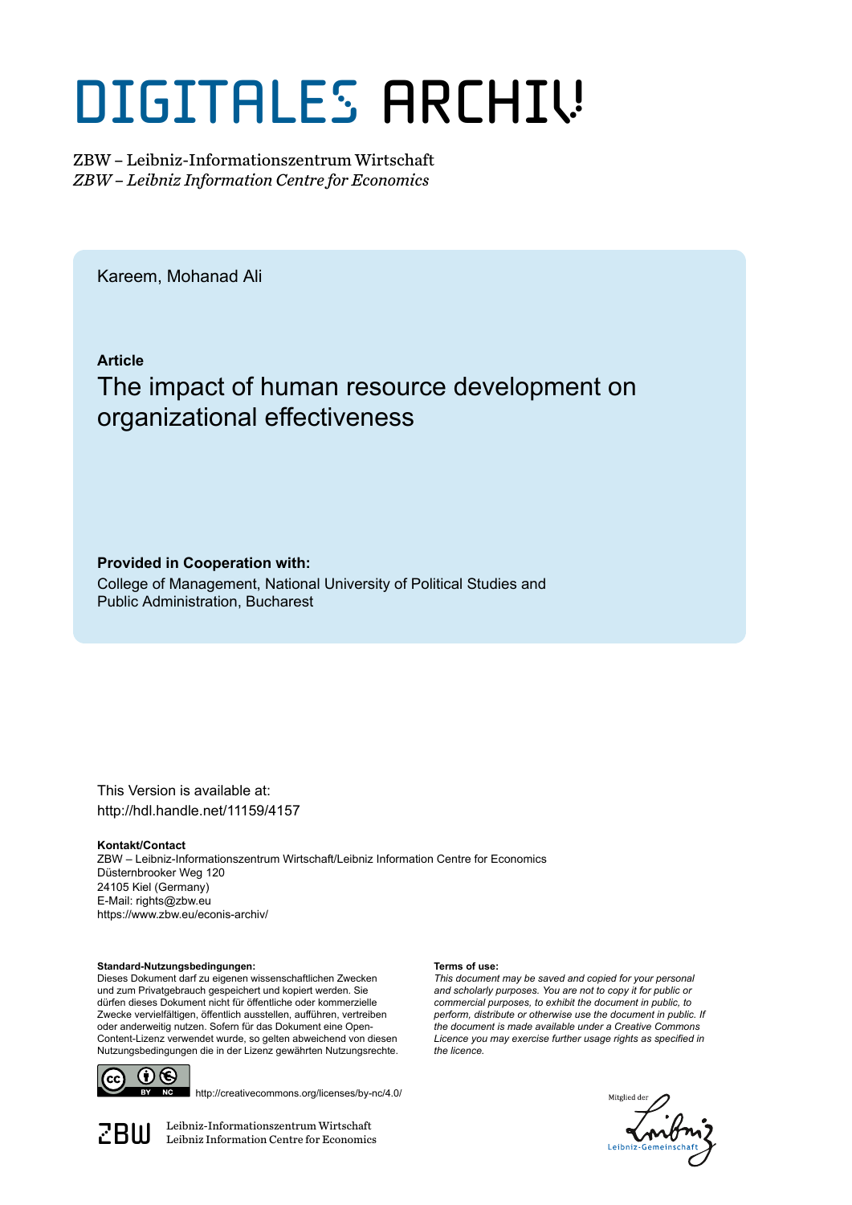# DIGITALES ARCHIV

ZBW – Leibniz-Informationszentrum Wirtschaft
*ZBW – Leibniz Information Centre for Economics*

Kareem, Mohanad Ali

**Article**

## The impact of human resource development on organizational effectiveness

**Provided in Cooperation with:**
College of Management, National University of Political Studies and Public Administration, Bucharest

This Version is available at:
http://hdl.handle.net/11159/4157

**Kontakt/Contact**
ZBW – Leibniz-Informationszentrum Wirtschaft/Leibniz Information Centre for Economics
Düsternbrooker Weg 120
24105 Kiel (Germany)
E-Mail: rights@zbw.eu
https://www.zbw.eu/econis-archiv/

**Standard-Nutzungsbedingungen:**
Dieses Dokument darf zu eigenen wissenschaftlichen Zwecken und zum Privatgebrauch gespeichert und kopiert werden. Sie dürfen dieses Dokument nicht für öffentliche oder kommerzielle Zwecke vervielfältigen, öffentlich ausstellen, aufführen, vertreiben oder anderweitig nutzen. Sofern für das Dokument eine Open-Content-Lizenz verwendet wurde, so gelten abweichend von diesen Nutzungsbedingungen die in der Lizenz gewährten Nutzungsrechte.

**Terms of use:**
*This document may be saved and copied for your personal and scholarly purposes. You are not to copy it for public or commercial purposes, to exhibit the document in public, to perform, distribute or otherwise use the document in public. If the document is made available under a Creative Commons Licence you may exercise further usage rights as specified in the licence.*

http://creativecommons.org/licenses/by-nc/4.0/

ZBW Leibniz-Informationszentrum Wirtschaft
Leibniz Information Centre for Economics

Mitglied der Leibniz-Gemeinschaft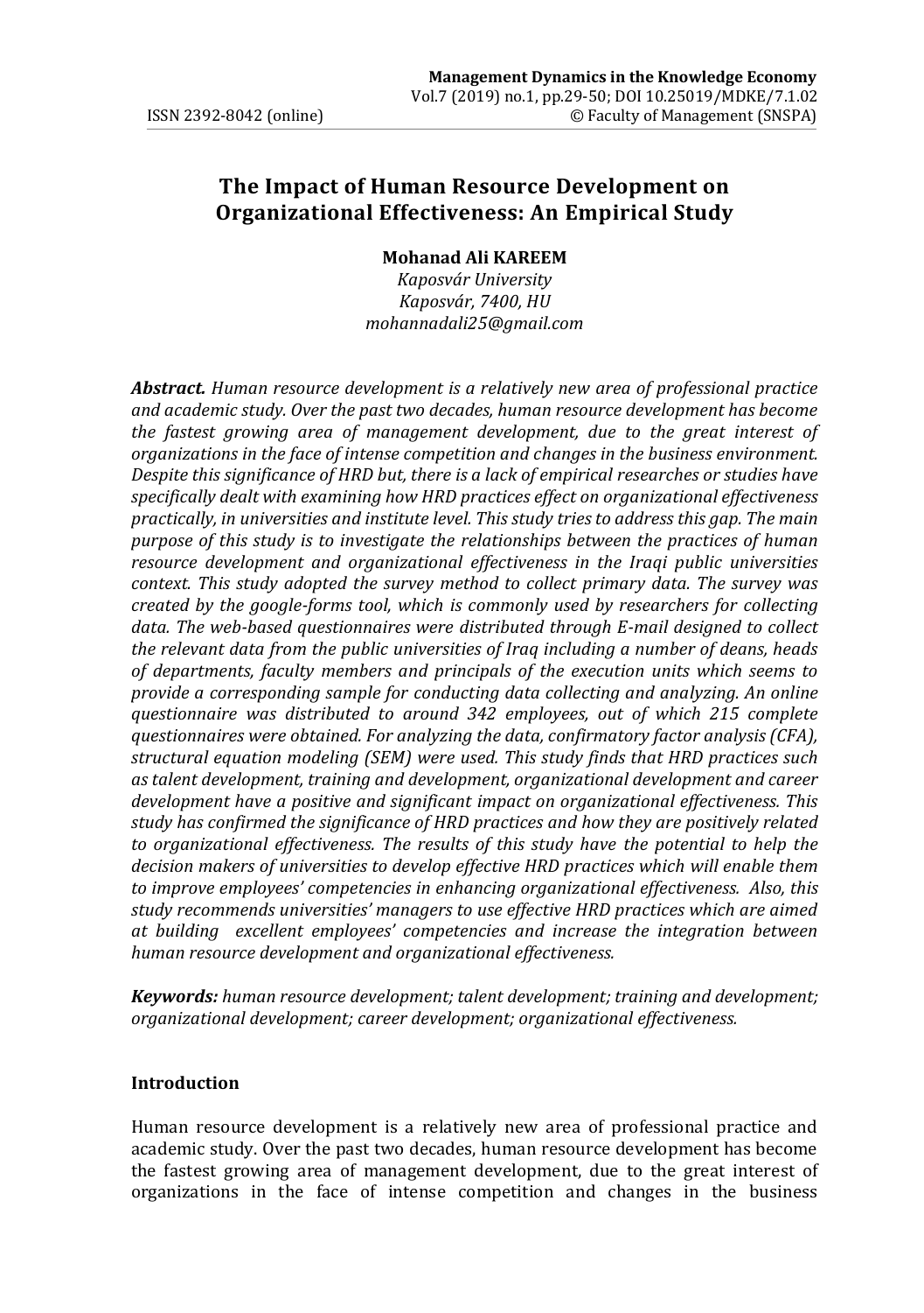# The Impact of Human Resource Development on Organizational Effectiveness: An Empirical Study

**Mohanad Ali KAREEM**
*Kaposvár University*
*Kaposvár, 7400, HU*
*mohannadali25@gmail.com*

***Abstract.*** *Human resource development is a relatively new area of professional practice and academic study. Over the past two decades, human resource development has become the fastest growing area of management development, due to the great interest of organizations in the face of intense competition and changes in the business environment. Despite this significance of HRD but, there is a lack of empirical researches or studies have specifically dealt with examining how HRD practices effect on organizational effectiveness practically, in universities and institute level. This study tries to address this gap. The main purpose of this study is to investigate the relationships between the practices of human resource development and organizational effectiveness in the Iraqi public universities context. This study adopted the survey method to collect primary data. The survey was created by the google-forms tool, which is commonly used by researchers for collecting data. The web-based questionnaires were distributed through E-mail designed to collect the relevant data from the public universities of Iraq including a number of deans, heads of departments, faculty members and principals of the execution units which seems to provide a corresponding sample for conducting data collecting and analyzing. An online questionnaire was distributed to around 342 employees, out of which 215 complete questionnaires were obtained. For analyzing the data, confirmatory factor analysis (CFA), structural equation modeling (SEM) were used. This study finds that HRD practices such as talent development, training and development, organizational development and career development have a positive and significant impact on organizational effectiveness. This study has confirmed the significance of HRD practices and how they are positively related to organizational effectiveness. The results of this study have the potential to help the decision makers of universities to develop effective HRD practices which will enable them to improve employees' competencies in enhancing organizational effectiveness. Also, this study recommends universities' managers to use effective HRD practices which are aimed at building excellent employees' competencies and increase the integration between human resource development and organizational effectiveness.*

***Keywords:*** *human resource development; talent development; training and development; organizational development; career development; organizational effectiveness.*

## Introduction

Human resource development is a relatively new area of professional practice and academic study. Over the past two decades, human resource development has become the fastest growing area of management development, due to the great interest of organizations in the face of intense competition and changes in the business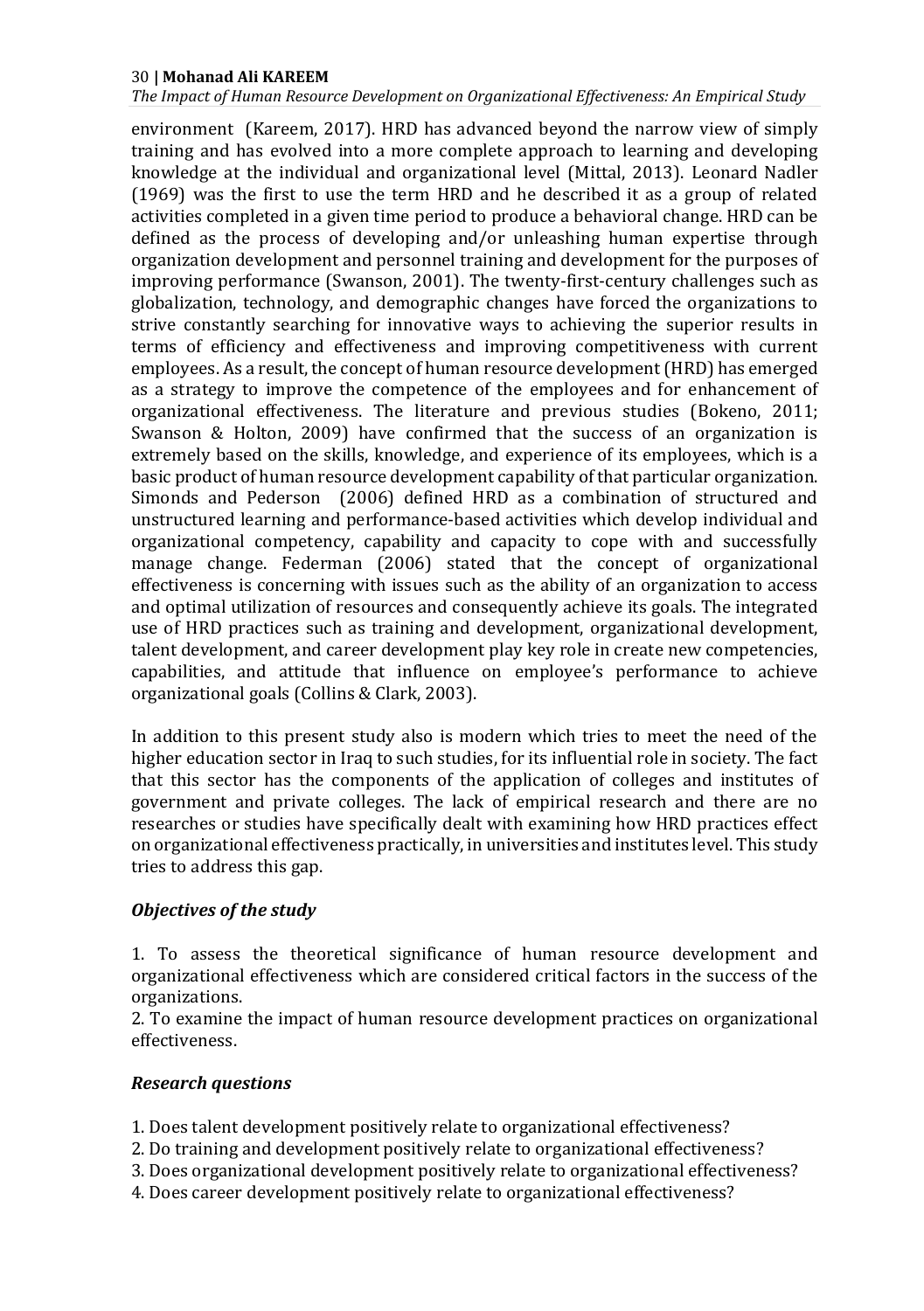environment (Kareem, 2017). HRD has advanced beyond the narrow view of simply training and has evolved into a more complete approach to learning and developing knowledge at the individual and organizational level (Mittal, 2013). Leonard Nadler (1969) was the first to use the term HRD and he described it as a group of related activities completed in a given time period to produce a behavioral change. HRD can be defined as the process of developing and/or unleashing human expertise through organization development and personnel training and development for the purposes of improving performance (Swanson, 2001). The twenty-first-century challenges such as globalization, technology, and demographic changes have forced the organizations to strive constantly searching for innovative ways to achieving the superior results in terms of efficiency and effectiveness and improving competitiveness with current employees. As a result, the concept of human resource development (HRD) has emerged as a strategy to improve the competence of the employees and for enhancement of organizational effectiveness. The literature and previous studies (Bokeno, 2011; Swanson & Holton, 2009) have confirmed that the success of an organization is extremely based on the skills, knowledge, and experience of its employees, which is a basic product of human resource development capability of that particular organization. Simonds and Pederson (2006) defined HRD as a combination of structured and unstructured learning and performance-based activities which develop individual and organizational competency, capability and capacity to cope with and successfully manage change. Federman (2006) stated that the concept of organizational effectiveness is concerning with issues such as the ability of an organization to access and optimal utilization of resources and consequently achieve its goals. The integrated use of HRD practices such as training and development, organizational development, talent development, and career development play key role in create new competencies, capabilities, and attitude that influence on employee's performance to achieve organizational goals (Collins & Clark, 2003).

In addition to this present study also is modern which tries to meet the need of the higher education sector in Iraq to such studies, for its influential role in society. The fact that this sector has the components of the application of colleges and institutes of government and private colleges. The lack of empirical research and there are no researches or studies have specifically dealt with examining how HRD practices effect on organizational effectiveness practically, in universities and institutes level. This study tries to address this gap.

### *Objectives of the study*

1. To assess the theoretical significance of human resource development and organizational effectiveness which are considered critical factors in the success of the organizations.
2. To examine the impact of human resource development practices on organizational effectiveness.

### *Research questions*

1. Does talent development positively relate to organizational effectiveness?
2. Do training and development positively relate to organizational effectiveness?
3. Does organizational development positively relate to organizational effectiveness?
4. Does career development positively relate to organizational effectiveness?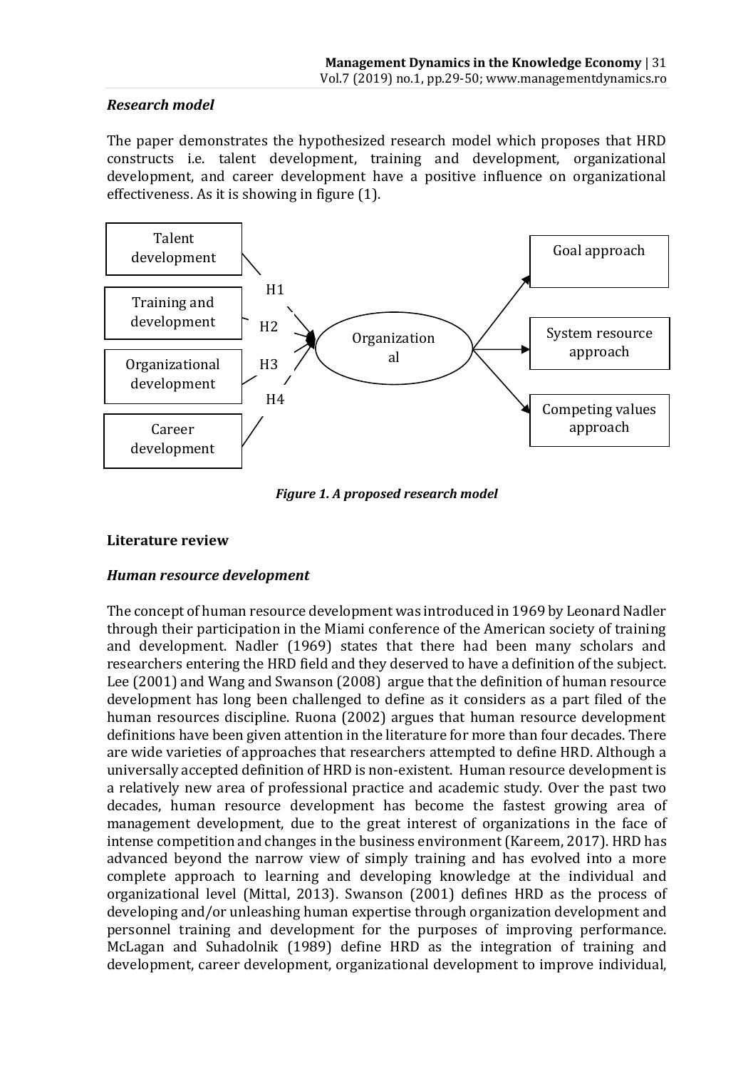### *Research model*

The paper demonstrates the hypothesized research model which proposes that HRD constructs i.e. talent development, training and development, organizational development, and career development have a positive influence on organizational effectiveness. As it is showing in figure (1).

Talent development

Training and development

Organizational development

Career development

H1

H2

H3

H4

Organizational

Goal approach

System resource approach

Competing values approach

***Figure 1. A proposed research model***

### **Literature review**

### *Human resource development*

The concept of human resource development was introduced in 1969 by Leonard Nadler through their participation in the Miami conference of the American society of training and development. Nadler (1969) states that there had been many scholars and researchers entering the HRD field and they deserved to have a definition of the subject. Lee (2001) and Wang and Swanson (2008) argue that the definition of human resource development has long been challenged to define as it considers as a part filed of the human resources discipline. Ruona (2002) argues that human resource development definitions have been given attention in the literature for more than four decades. There are wide varieties of approaches that researchers attempted to define HRD. Although a universally accepted definition of HRD is non-existent. Human resource development is a relatively new area of professional practice and academic study. Over the past two decades, human resource development has become the fastest growing area of management development, due to the great interest of organizations in the face of intense competition and changes in the business environment (Kareem, 2017). HRD has advanced beyond the narrow view of simply training and has evolved into a more complete approach to learning and developing knowledge at the individual and organizational level (Mittal, 2013). Swanson (2001) defines HRD as the process of developing and/or unleashing human expertise through organization development and personnel training and development for the purposes of improving performance. McLagan and Suhadolnik (1989) define HRD as the integration of training and development, career development, organizational development to improve individual,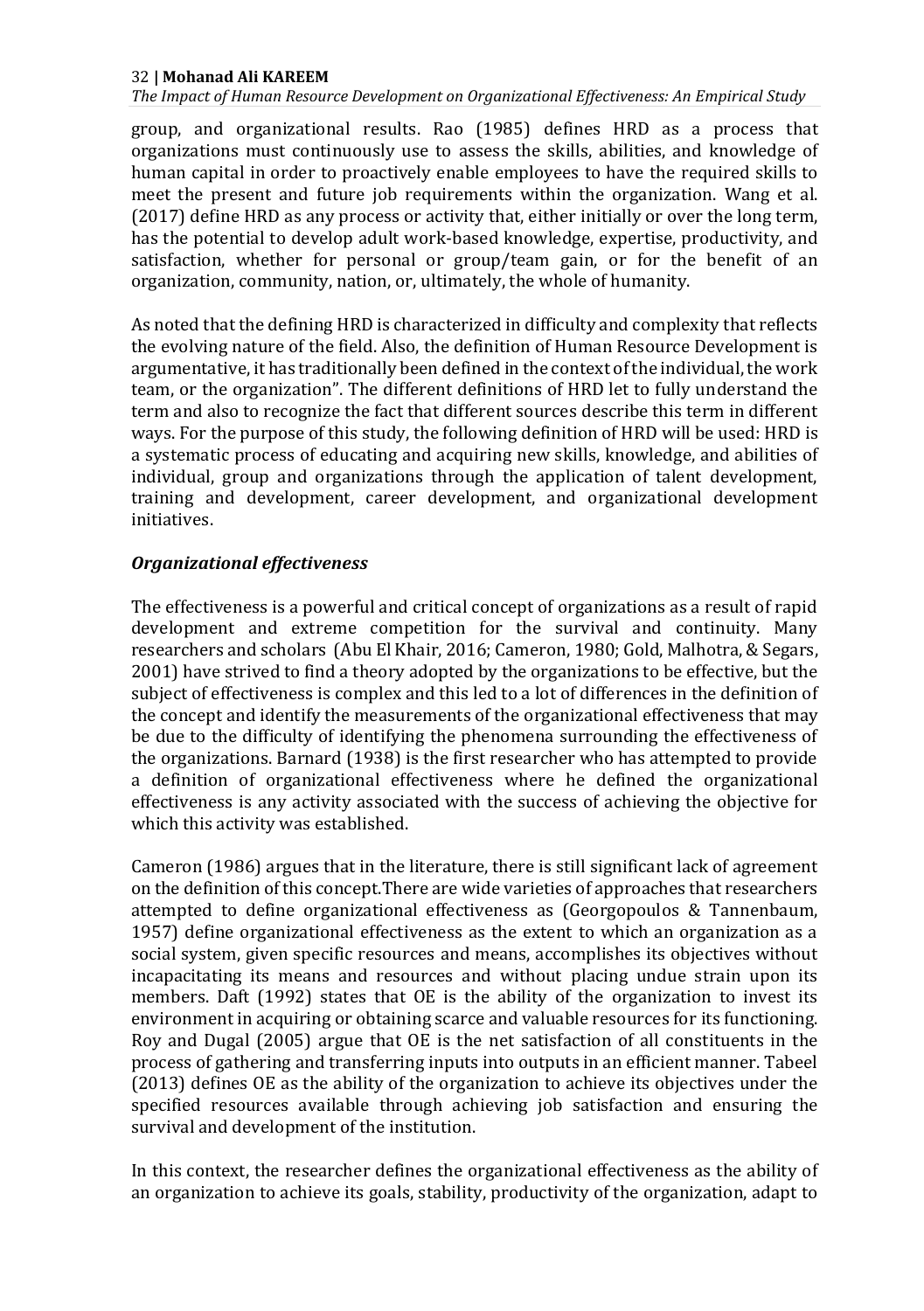group, and organizational results. Rao (1985) defines HRD as a process that organizations must continuously use to assess the skills, abilities, and knowledge of human capital in order to proactively enable employees to have the required skills to meet the present and future job requirements within the organization. Wang et al. (2017) define HRD as any process or activity that, either initially or over the long term, has the potential to develop adult work-based knowledge, expertise, productivity, and satisfaction, whether for personal or group/team gain, or for the benefit of an organization, community, nation, or, ultimately, the whole of humanity.

As noted that the defining HRD is characterized in difficulty and complexity that reflects the evolving nature of the field. Also, the definition of Human Resource Development is argumentative, it has traditionally been defined in the context of the individual, the work team, or the organization". The different definitions of HRD let to fully understand the term and also to recognize the fact that different sources describe this term in different ways. For the purpose of this study, the following definition of HRD will be used: HRD is a systematic process of educating and acquiring new skills, knowledge, and abilities of individual, group and organizations through the application of talent development, training and development, career development, and organizational development initiatives.

### *Organizational effectiveness*

The effectiveness is a powerful and critical concept of organizations as a result of rapid development and extreme competition for the survival and continuity. Many researchers and scholars (Abu El Khair, 2016; Cameron, 1980; Gold, Malhotra, & Segars, 2001) have strived to find a theory adopted by the organizations to be effective, but the subject of effectiveness is complex and this led to a lot of differences in the definition of the concept and identify the measurements of the organizational effectiveness that may be due to the difficulty of identifying the phenomena surrounding the effectiveness of the organizations. Barnard (1938) is the first researcher who has attempted to provide a definition of organizational effectiveness where he defined the organizational effectiveness is any activity associated with the success of achieving the objective for which this activity was established.

Cameron (1986) argues that in the literature, there is still significant lack of agreement on the definition of this concept.There are wide varieties of approaches that researchers attempted to define organizational effectiveness as (Georgopoulos & Tannenbaum, 1957) define organizational effectiveness as the extent to which an organization as a social system, given specific resources and means, accomplishes its objectives without incapacitating its means and resources and without placing undue strain upon its members. Daft (1992) states that OE is the ability of the organization to invest its environment in acquiring or obtaining scarce and valuable resources for its functioning. Roy and Dugal (2005) argue that OE is the net satisfaction of all constituents in the process of gathering and transferring inputs into outputs in an efficient manner. Tabeel (2013) defines OE as the ability of the organization to achieve its objectives under the specified resources available through achieving job satisfaction and ensuring the survival and development of the institution.

In this context, the researcher defines the organizational effectiveness as the ability of an organization to achieve its goals, stability, productivity of the organization, adapt to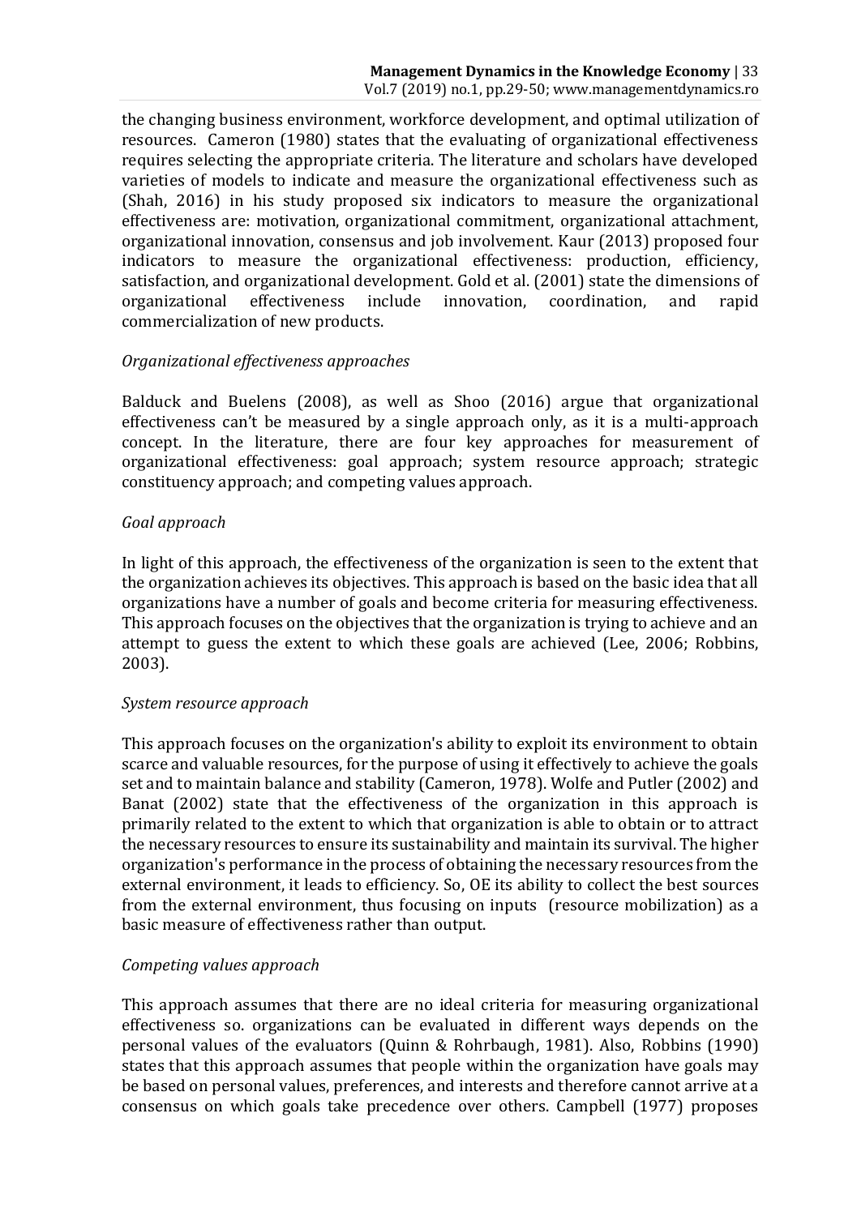the changing business environment, workforce development, and optimal utilization of resources. Cameron (1980) states that the evaluating of organizational effectiveness requires selecting the appropriate criteria. The literature and scholars have developed varieties of models to indicate and measure the organizational effectiveness such as (Shah, 2016) in his study proposed six indicators to measure the organizational effectiveness are: motivation, organizational commitment, organizational attachment, organizational innovation, consensus and job involvement. Kaur (2013) proposed four indicators to measure the organizational effectiveness: production, efficiency, satisfaction, and organizational development. Gold et al. (2001) state the dimensions of organizational effectiveness include innovation, coordination, and rapid commercialization of new products.

*Organizational effectiveness approaches*

Balduck and Buelens (2008), as well as Shoo (2016) argue that organizational effectiveness can't be measured by a single approach only, as it is a multi-approach concept. In the literature, there are four key approaches for measurement of organizational effectiveness: goal approach; system resource approach; strategic constituency approach; and competing values approach.

*Goal approach*

In light of this approach, the effectiveness of the organization is seen to the extent that the organization achieves its objectives. This approach is based on the basic idea that all organizations have a number of goals and become criteria for measuring effectiveness. This approach focuses on the objectives that the organization is trying to achieve and an attempt to guess the extent to which these goals are achieved (Lee, 2006; Robbins, 2003).

*System resource approach*

This approach focuses on the organization's ability to exploit its environment to obtain scarce and valuable resources, for the purpose of using it effectively to achieve the goals set and to maintain balance and stability (Cameron, 1978). Wolfe and Putler (2002) and Banat (2002) state that the effectiveness of the organization in this approach is primarily related to the extent to which that organization is able to obtain or to attract the necessary resources to ensure its sustainability and maintain its survival. The higher organization's performance in the process of obtaining the necessary resources from the external environment, it leads to efficiency. So, OE its ability to collect the best sources from the external environment, thus focusing on inputs (resource mobilization) as a basic measure of effectiveness rather than output.

*Competing values approach*

This approach assumes that there are no ideal criteria for measuring organizational effectiveness so. organizations can be evaluated in different ways depends on the personal values of the evaluators (Quinn & Rohrbaugh, 1981). Also, Robbins (1990) states that this approach assumes that people within the organization have goals may be based on personal values, preferences, and interests and therefore cannot arrive at a consensus on which goals take precedence over others. Campbell (1977) proposes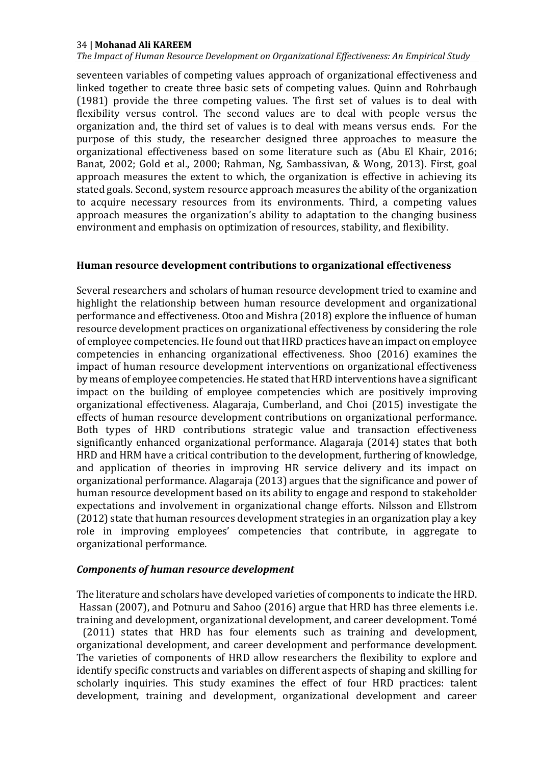seventeen variables of competing values approach of organizational effectiveness and linked together to create three basic sets of competing values. Quinn and Rohrbaugh (1981) provide the three competing values. The first set of values is to deal with flexibility versus control. The second values are to deal with people versus the organization and, the third set of values is to deal with means versus ends. For the purpose of this study, the researcher designed three approaches to measure the organizational effectiveness based on some literature such as (Abu El Khair, 2016; Banat, 2002; Gold et al., 2000; Rahman, Ng, Sambassivan, & Wong, 2013). First, goal approach measures the extent to which, the organization is effective in achieving its stated goals. Second, system resource approach measures the ability of the organization to acquire necessary resources from its environments. Third, a competing values approach measures the organization's ability to adaptation to the changing business environment and emphasis on optimization of resources, stability, and flexibility.

## Human resource development contributions to organizational effectiveness

Several researchers and scholars of human resource development tried to examine and highlight the relationship between human resource development and organizational performance and effectiveness. Otoo and Mishra (2018) explore the influence of human resource development practices on organizational effectiveness by considering the role of employee competencies. He found out that HRD practices have an impact on employee competencies in enhancing organizational effectiveness. Shoo (2016) examines the impact of human resource development interventions on organizational effectiveness by means of employee competencies. He stated that HRD interventions have a significant impact on the building of employee competencies which are positively improving organizational effectiveness. Alagaraja, Cumberland, and Choi (2015) investigate the effects of human resource development contributions on organizational performance. Both types of HRD contributions strategic value and transaction effectiveness significantly enhanced organizational performance. Alagaraja (2014) states that both HRD and HRM have a critical contribution to the development, furthering of knowledge, and application of theories in improving HR service delivery and its impact on organizational performance. Alagaraja (2013) argues that the significance and power of human resource development based on its ability to engage and respond to stakeholder expectations and involvement in organizational change efforts. Nilsson and Ellstrom (2012) state that human resources development strategies in an organization play a key role in improving employees' competencies that contribute, in aggregate to organizational performance.

### *Components of human resource development*

The literature and scholars have developed varieties of components to indicate the HRD. Hassan (2007), and Potnuru and Sahoo (2016) argue that HRD has three elements i.e. training and development, organizational development, and career development. Tomé (2011) states that HRD has four elements such as training and development, organizational development, and career development and performance development. The varieties of components of HRD allow researchers the flexibility to explore and identify specific constructs and variables on different aspects of shaping and skilling for scholarly inquiries. This study examines the effect of four HRD practices: talent development, training and development, organizational development and career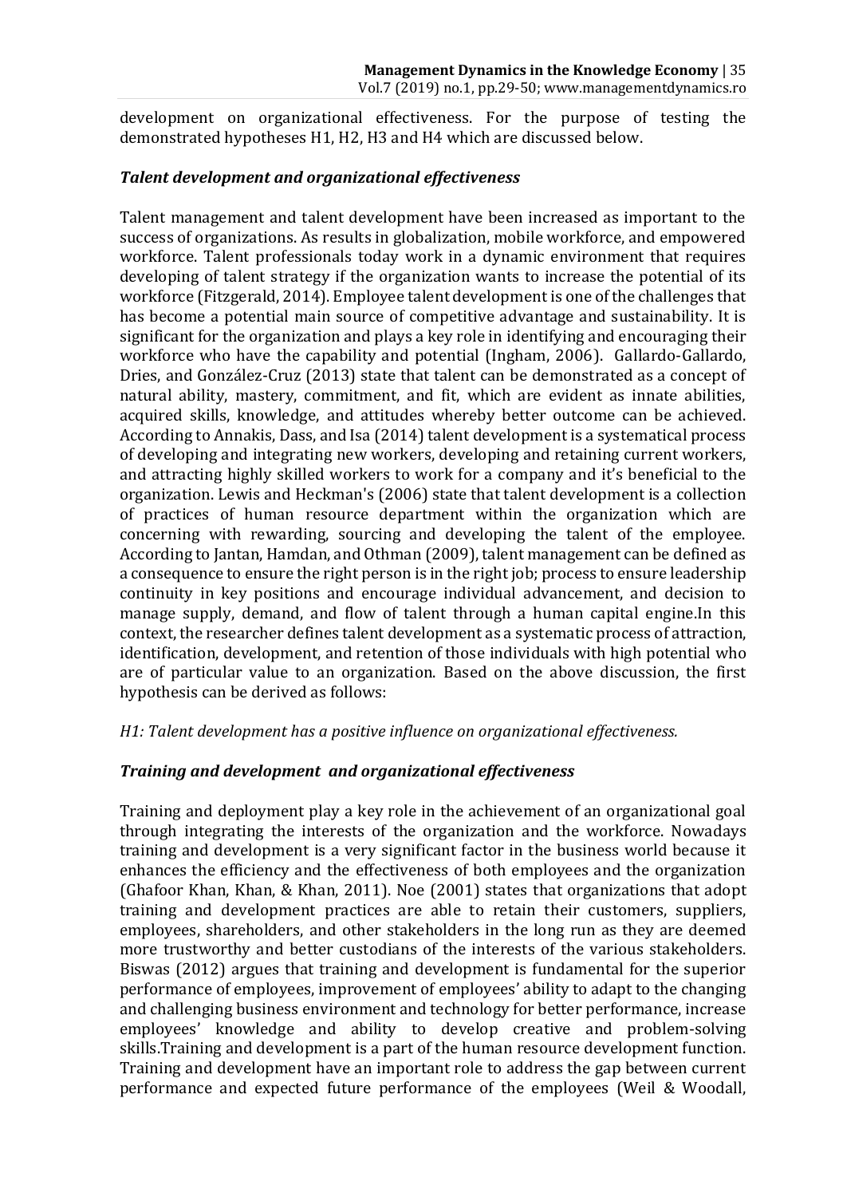development on organizational effectiveness. For the purpose of testing the demonstrated hypotheses H1, H2, H3 and H4 which are discussed below.

### *Talent development and organizational effectiveness*

Talent management and talent development have been increased as important to the success of organizations. As results in globalization, mobile workforce, and empowered workforce. Talent professionals today work in a dynamic environment that requires developing of talent strategy if the organization wants to increase the potential of its workforce (Fitzgerald, 2014). Employee talent development is one of the challenges that has become a potential main source of competitive advantage and sustainability. It is significant for the organization and plays a key role in identifying and encouraging their workforce who have the capability and potential (Ingham, 2006). Gallardo-Gallardo, Dries, and González-Cruz (2013) state that talent can be demonstrated as a concept of natural ability, mastery, commitment, and fit, which are evident as innate abilities, acquired skills, knowledge, and attitudes whereby better outcome can be achieved. According to Annakis, Dass, and Isa (2014) talent development is a systematical process of developing and integrating new workers, developing and retaining current workers, and attracting highly skilled workers to work for a company and it's beneficial to the organization. Lewis and Heckman's (2006) state that talent development is a collection of practices of human resource department within the organization which are concerning with rewarding, sourcing and developing the talent of the employee. According to Jantan, Hamdan, and Othman (2009), talent management can be defined as a consequence to ensure the right person is in the right job; process to ensure leadership continuity in key positions and encourage individual advancement, and decision to manage supply, demand, and flow of talent through a human capital engine.In this context, the researcher defines talent development as a systematic process of attraction, identification, development, and retention of those individuals with high potential who are of particular value to an organization. Based on the above discussion, the first hypothesis can be derived as follows:

*H1: Talent development has a positive influence on organizational effectiveness.*

### *Training and development and organizational effectiveness*

Training and deployment play a key role in the achievement of an organizational goal through integrating the interests of the organization and the workforce. Nowadays training and development is a very significant factor in the business world because it enhances the efficiency and the effectiveness of both employees and the organization (Ghafoor Khan, Khan, & Khan, 2011). Noe (2001) states that organizations that adopt training and development practices are able to retain their customers, suppliers, employees, shareholders, and other stakeholders in the long run as they are deemed more trustworthy and better custodians of the interests of the various stakeholders. Biswas (2012) argues that training and development is fundamental for the superior performance of employees, improvement of employees' ability to adapt to the changing and challenging business environment and technology for better performance, increase employees' knowledge and ability to develop creative and problem-solving skills.Training and development is a part of the human resource development function. Training and development have an important role to address the gap between current performance and expected future performance of the employees (Weil & Woodall,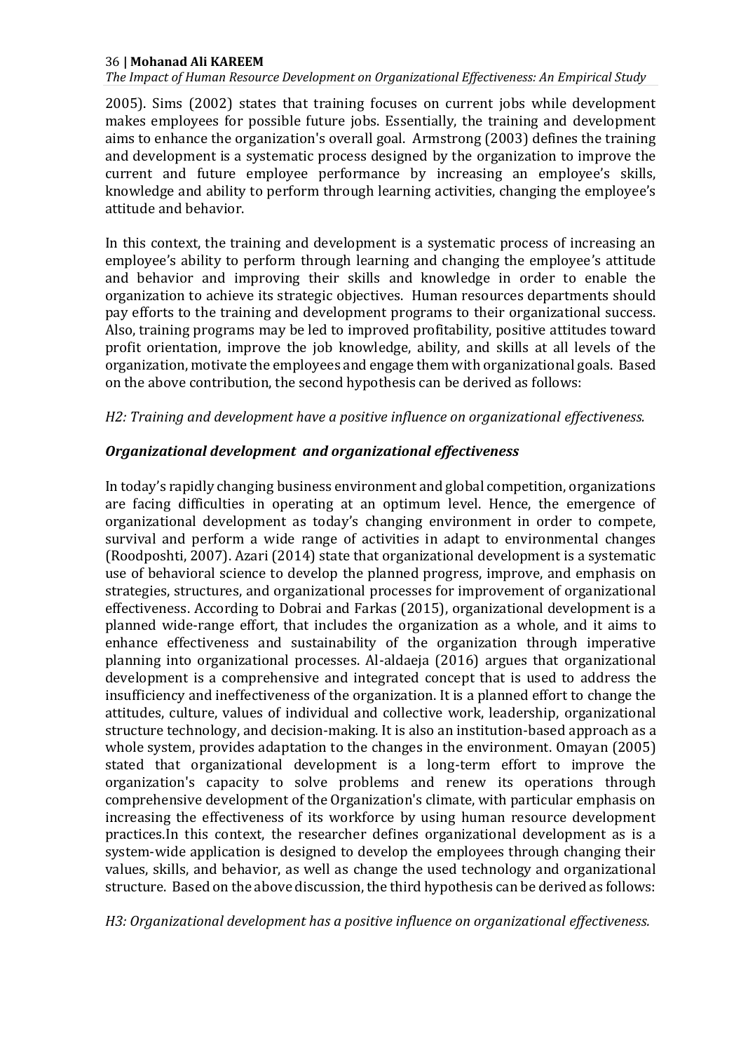2005). Sims (2002) states that training focuses on current jobs while development makes employees for possible future jobs. Essentially, the training and development aims to enhance the organization's overall goal. Armstrong (2003) defines the training and development is a systematic process designed by the organization to improve the current and future employee performance by increasing an employee's skills, knowledge and ability to perform through learning activities, changing the employee's attitude and behavior.

In this context, the training and development is a systematic process of increasing an employee's ability to perform through learning and changing the employee's attitude and behavior and improving their skills and knowledge in order to enable the organization to achieve its strategic objectives. Human resources departments should pay efforts to the training and development programs to their organizational success. Also, training programs may be led to improved profitability, positive attitudes toward profit orientation, improve the job knowledge, ability, and skills at all levels of the organization, motivate the employees and engage them with organizational goals. Based on the above contribution, the second hypothesis can be derived as follows:

*H2: Training and development have a positive influence on organizational effectiveness.*

### *Organizational development and organizational effectiveness*

In today's rapidly changing business environment and global competition, organizations are facing difficulties in operating at an optimum level. Hence, the emergence of organizational development as today's changing environment in order to compete, survival and perform a wide range of activities in adapt to environmental changes (Roodposhti, 2007). Azari (2014) state that organizational development is a systematic use of behavioral science to develop the planned progress, improve, and emphasis on strategies, structures, and organizational processes for improvement of organizational effectiveness. According to Dobrai and Farkas (2015), organizational development is a planned wide-range effort, that includes the organization as a whole, and it aims to enhance effectiveness and sustainability of the organization through imperative planning into organizational processes. Al-aldaeja (2016) argues that organizational development is a comprehensive and integrated concept that is used to address the insufficiency and ineffectiveness of the organization. It is a planned effort to change the attitudes, culture, values of individual and collective work, leadership, organizational structure technology, and decision-making. It is also an institution-based approach as a whole system, provides adaptation to the changes in the environment. Omayan (2005) stated that organizational development is a long-term effort to improve the organization's capacity to solve problems and renew its operations through comprehensive development of the Organization's climate, with particular emphasis on increasing the effectiveness of its workforce by using human resource development practices.In this context, the researcher defines organizational development as is a system-wide application is designed to develop the employees through changing their values, skills, and behavior, as well as change the used technology and organizational structure. Based on the above discussion, the third hypothesis can be derived as follows:

*H3: Organizational development has a positive influence on organizational effectiveness.*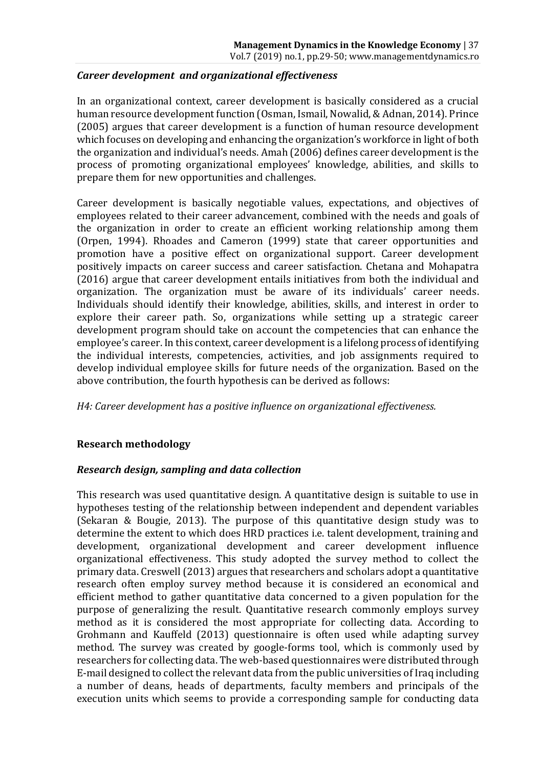### *Career development and organizational effectiveness*

In an organizational context, career development is basically considered as a crucial human resource development function (Osman, Ismail, Nowalid, & Adnan, 2014). Prince (2005) argues that career development is a function of human resource development which focuses on developing and enhancing the organization's workforce in light of both the organization and individual's needs. Amah (2006) defines career development is the process of promoting organizational employees' knowledge, abilities, and skills to prepare them for new opportunities and challenges.

Career development is basically negotiable values, expectations, and objectives of employees related to their career advancement, combined with the needs and goals of the organization in order to create an efficient working relationship among them (Orpen, 1994). Rhoades and Cameron (1999) state that career opportunities and promotion have a positive effect on organizational support. Career development positively impacts on career success and career satisfaction. Chetana and Mohapatra (2016) argue that career development entails initiatives from both the individual and organization. The organization must be aware of its individuals' career needs. Individuals should identify their knowledge, abilities, skills, and interest in order to explore their career path. So, organizations while setting up a strategic career development program should take on account the competencies that can enhance the employee's career. In this context, career development is a lifelong process of identifying the individual interests, competencies, activities, and job assignments required to develop individual employee skills for future needs of the organization. Based on the above contribution, the fourth hypothesis can be derived as follows:

*H4: Career development has a positive influence on organizational effectiveness.*

## Research methodology

### *Research design, sampling and data collection*

This research was used quantitative design. A quantitative design is suitable to use in hypotheses testing of the relationship between independent and dependent variables (Sekaran & Bougie, 2013). The purpose of this quantitative design study was to determine the extent to which does HRD practices i.e. talent development, training and development, organizational development and career development influence organizational effectiveness. This study adopted the survey method to collect the primary data. Creswell (2013) argues that researchers and scholars adopt a quantitative research often employ survey method because it is considered an economical and efficient method to gather quantitative data concerned to a given population for the purpose of generalizing the result. Quantitative research commonly employs survey method as it is considered the most appropriate for collecting data. According to Grohmann and Kauffeld (2013) questionnaire is often used while adapting survey method. The survey was created by google-forms tool, which is commonly used by researchers for collecting data. The web-based questionnaires were distributed through E-mail designed to collect the relevant data from the public universities of Iraq including a number of deans, heads of departments, faculty members and principals of the execution units which seems to provide a corresponding sample for conducting data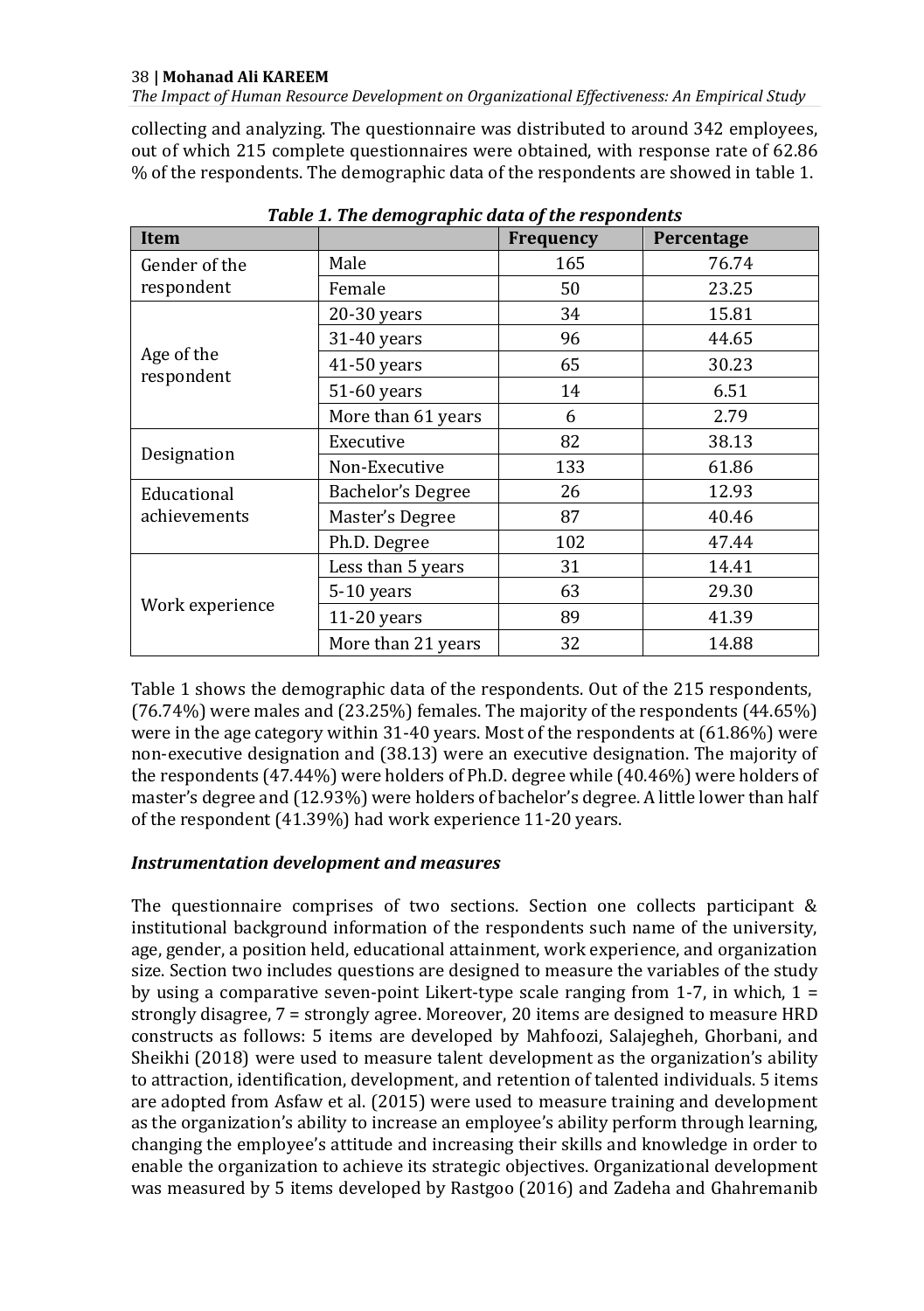collecting and analyzing. The questionnaire was distributed to around 342 employees, out of which 215 complete questionnaires were obtained, with response rate of 62.86 % of the respondents. The demographic data of the respondents are showed in table 1.

***Table 1. The demographic data of the respondents***

| Item | | Frequency | Percentage |
|---|---|---|---|
| Gender of the respondent | Male | 165 | 76.74 |
| | Female | 50 | 23.25 |
| Age of the respondent | 20-30 years | 34 | 15.81 |
| | 31-40 years | 96 | 44.65 |
| | 41-50 years | 65 | 30.23 |
| | 51-60 years | 14 | 6.51 |
| | More than 61 years | 6 | 2.79 |
| Designation | Executive | 82 | 38.13 |
| | Non-Executive | 133 | 61.86 |
| Educational achievements | Bachelor's Degree | 26 | 12.93 |
| | Master's Degree | 87 | 40.46 |
| | Ph.D. Degree | 102 | 47.44 |
| Work experience | Less than 5 years | 31 | 14.41 |
| | 5-10 years | 63 | 29.30 |
| | 11-20 years | 89 | 41.39 |
| | More than 21 years | 32 | 14.88 |

Table 1 shows the demographic data of the respondents. Out of the 215 respondents, (76.74%) were males and (23.25%) females. The majority of the respondents (44.65%) were in the age category within 31-40 years. Most of the respondents at (61.86%) were non-executive designation and (38.13) were an executive designation. The majority of the respondents (47.44%) were holders of Ph.D. degree while (40.46%) were holders of master's degree and (12.93%) were holders of bachelor's degree. A little lower than half of the respondent (41.39%) had work experience 11-20 years.

### *Instrumentation development and measures*

The questionnaire comprises of two sections. Section one collects participant & institutional background information of the respondents such name of the university, age, gender, a position held, educational attainment, work experience, and organization size. Section two includes questions are designed to measure the variables of the study by using a comparative seven-point Likert-type scale ranging from 1-7, in which, 1 = strongly disagree, 7 = strongly agree. Moreover, 20 items are designed to measure HRD constructs as follows: 5 items are developed by Mahfoozi, Salajegheh, Ghorbani, and Sheikhi (2018) were used to measure talent development as the organization's ability to attraction, identification, development, and retention of talented individuals. 5 items are adopted from Asfaw et al. (2015) were used to measure training and development as the organization's ability to increase an employee's ability perform through learning, changing the employee's attitude and increasing their skills and knowledge in order to enable the organization to achieve its strategic objectives. Organizational development was measured by 5 items developed by Rastgoo (2016) and Zadeha and Ghahremanib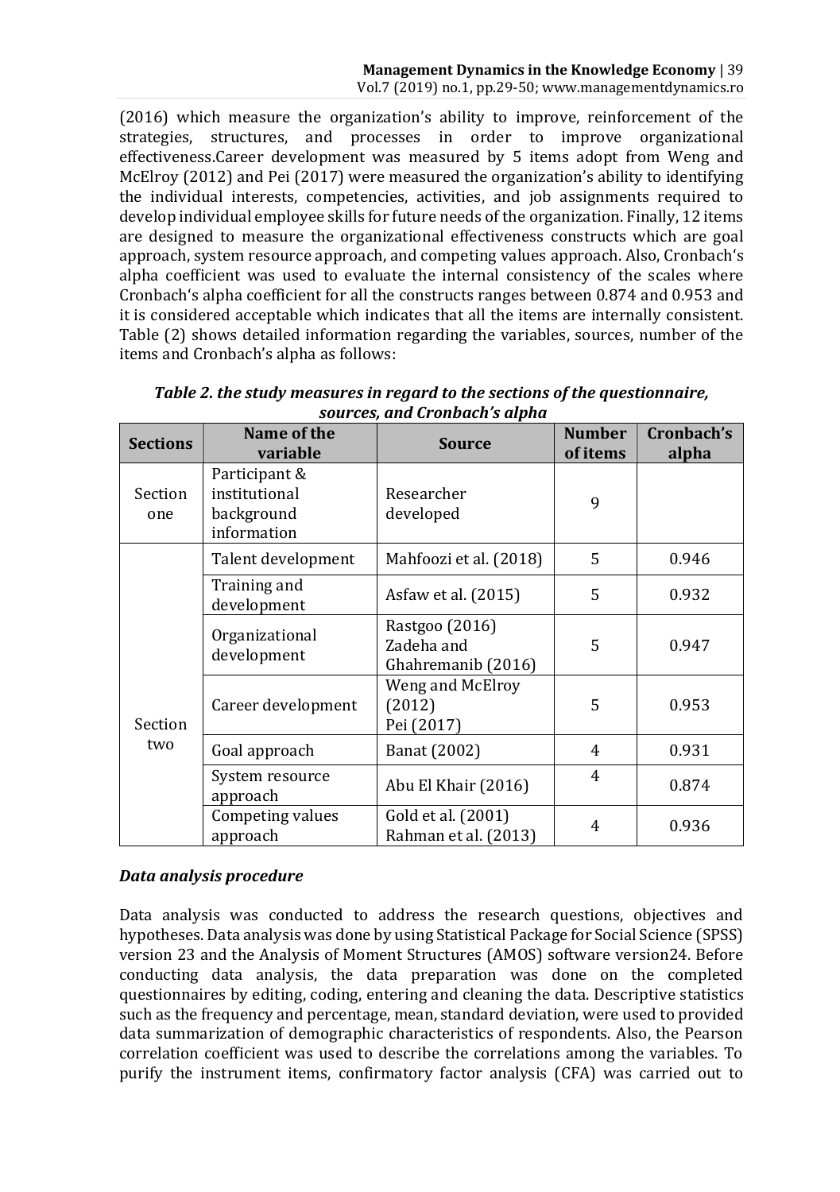(2016) which measure the organization's ability to improve, reinforcement of the strategies, structures, and processes in order to improve organizational effectiveness.Career development was measured by 5 items adopt from Weng and McElroy (2012) and Pei (2017) were measured the organization's ability to identifying the individual interests, competencies, activities, and job assignments required to develop individual employee skills for future needs of the organization. Finally, 12 items are designed to measure the organizational effectiveness constructs which are goal approach, system resource approach, and competing values approach. Also, Cronbach's alpha coefficient was used to evaluate the internal consistency of the scales where Cronbach's alpha coefficient for all the constructs ranges between 0.874 and 0.953 and it is considered acceptable which indicates that all the items are internally consistent. Table (2) shows detailed information regarding the variables, sources, number of the items and Cronbach's alpha as follows:

***Table 2. the study measures in regard to the sections of the questionnaire, sources, and Cronbach's alpha***

| Sections | Name of the variable | Source | Number of items | Cronbach's alpha |
|---|---|---|---|---|
| Section one | Participant & institutional background information | Researcher developed | 9 | |
| Section two | Talent development | Mahfoozi et al. (2018) | 5 | 0.946 |
| | Training and development | Asfaw et al. (2015) | 5 | 0.932 |
| | Organizational development | Rastgoo (2016) Zadeha and Ghahremanib (2016) | 5 | 0.947 |
| | Career development | Weng and McElroy (2012) Pei (2017) | 5 | 0.953 |
| | Goal approach | Banat (2002) | 4 | 0.931 |
| | System resource approach | Abu El Khair (2016) | 4 | 0.874 |
| | Competing values approach | Gold et al. (2001) Rahman et al. (2013) | 4 | 0.936 |

### *Data analysis procedure*

Data analysis was conducted to address the research questions, objectives and hypotheses. Data analysis was done by using Statistical Package for Social Science (SPSS) version 23 and the Analysis of Moment Structures (AMOS) software version24. Before conducting data analysis, the data preparation was done on the completed questionnaires by editing, coding, entering and cleaning the data. Descriptive statistics such as the frequency and percentage, mean, standard deviation, were used to provided data summarization of demographic characteristics of respondents. Also, the Pearson correlation coefficient was used to describe the correlations among the variables. To purify the instrument items, confirmatory factor analysis (CFA) was carried out to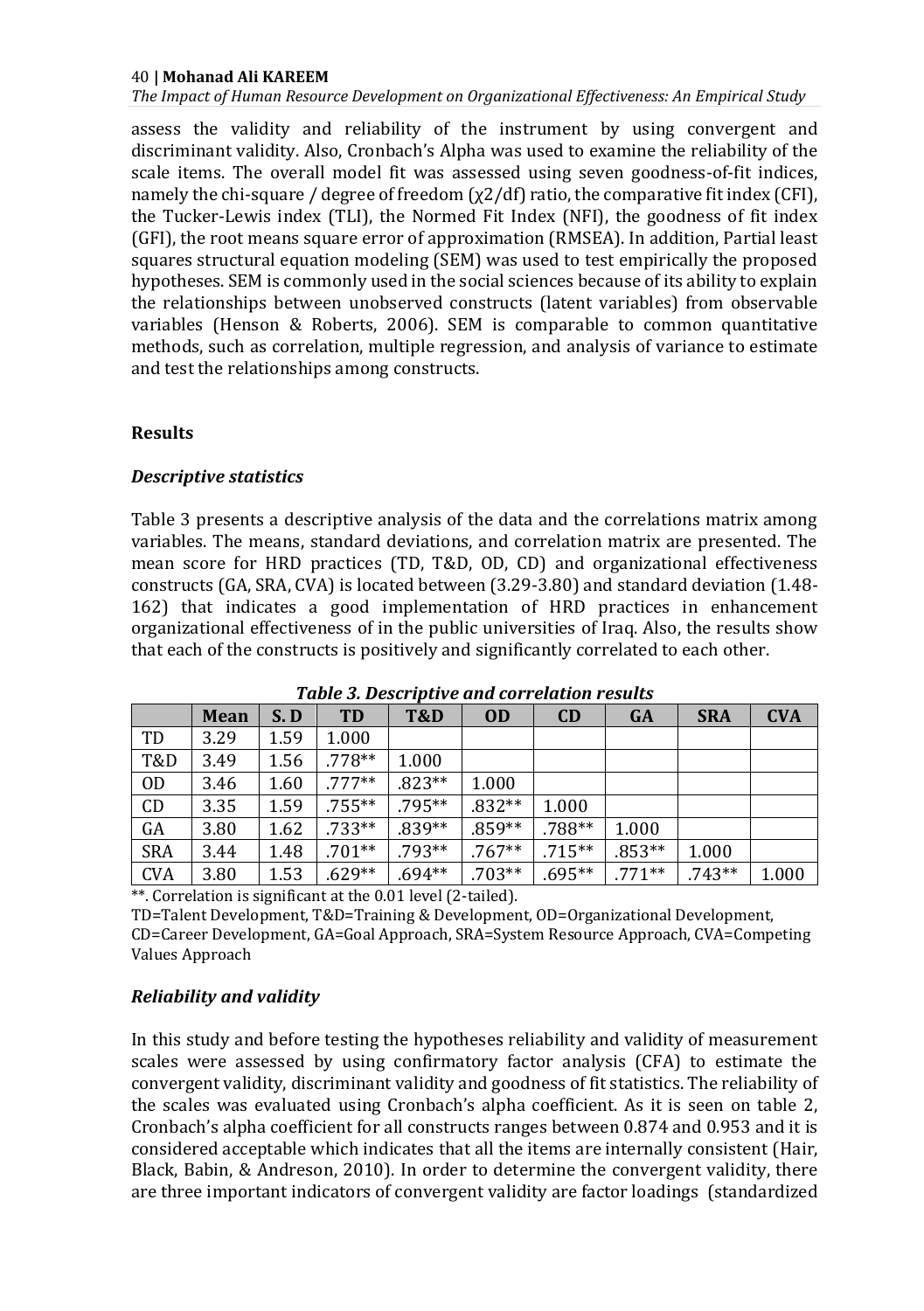assess the validity and reliability of the instrument by using convergent and discriminant validity. Also, Cronbach's Alpha was used to examine the reliability of the scale items. The overall model fit was assessed using seven goodness-of-fit indices, namely the chi-square / degree of freedom ($\chi 2/df$) ratio, the comparative fit index (CFI), the Tucker-Lewis index (TLI), the Normed Fit Index (NFI), the goodness of fit index (GFI), the root means square error of approximation (RMSEA). In addition, Partial least squares structural equation modeling (SEM) was used to test empirically the proposed hypotheses. SEM is commonly used in the social sciences because of its ability to explain the relationships between unobserved constructs (latent variables) from observable variables (Henson & Roberts, 2006). SEM is comparable to common quantitative methods, such as correlation, multiple regression, and analysis of variance to estimate and test the relationships among constructs.

## Results

### *Descriptive statistics*

Table 3 presents a descriptive analysis of the data and the correlations matrix among variables. The means, standard deviations, and correlation matrix are presented. The mean score for HRD practices (TD, T&D, OD, CD) and organizational effectiveness constructs (GA, SRA, CVA) is located between (3.29-3.80) and standard deviation (1.48-162) that indicates a good implementation of HRD practices in enhancement organizational effectiveness of in the public universities of Iraq. Also, the results show that each of the constructs is positively and significantly correlated to each other.

***Table 3. Descriptive and correlation results***

| | Mean | S. D | TD | T&D | OD | CD | GA | SRA | CVA |
|---|---|---|---|---|---|---|---|---|---|
| TD | 3.29 | 1.59 | 1.000 | | | | | | |
| T&D | 3.49 | 1.56 | .778** | 1.000 | | | | | |
| OD | 3.46 | 1.60 | .777** | .823** | 1.000 | | | | |
| CD | 3.35 | 1.59 | .755** | .795** | .832** | 1.000 | | | |
| GA | 3.80 | 1.62 | .733** | .839** | .859** | .788** | 1.000 | | |
| SRA | 3.44 | 1.48 | .701** | .793** | .767** | .715** | .853** | 1.000 | |
| CVA | 3.80 | 1.53 | .629** | .694** | .703** | .695** | .771** | .743** | 1.000 |

**. Correlation is significant at the 0.01 level (2-tailed).

TD=Talent Development, T&D=Training & Development, OD=Organizational Development, CD=Career Development, GA=Goal Approach, SRA=System Resource Approach, CVA=Competing Values Approach

### *Reliability and validity*

In this study and before testing the hypotheses reliability and validity of measurement scales were assessed by using confirmatory factor analysis (CFA) to estimate the convergent validity, discriminant validity and goodness of fit statistics. The reliability of the scales was evaluated using Cronbach's alpha coefficient. As it is seen on table 2, Cronbach's alpha coefficient for all constructs ranges between 0.874 and 0.953 and it is considered acceptable which indicates that all the items are internally consistent (Hair, Black, Babin, & Andreson, 2010). In order to determine the convergent validity, there are three important indicators of convergent validity are factor loadings (standardized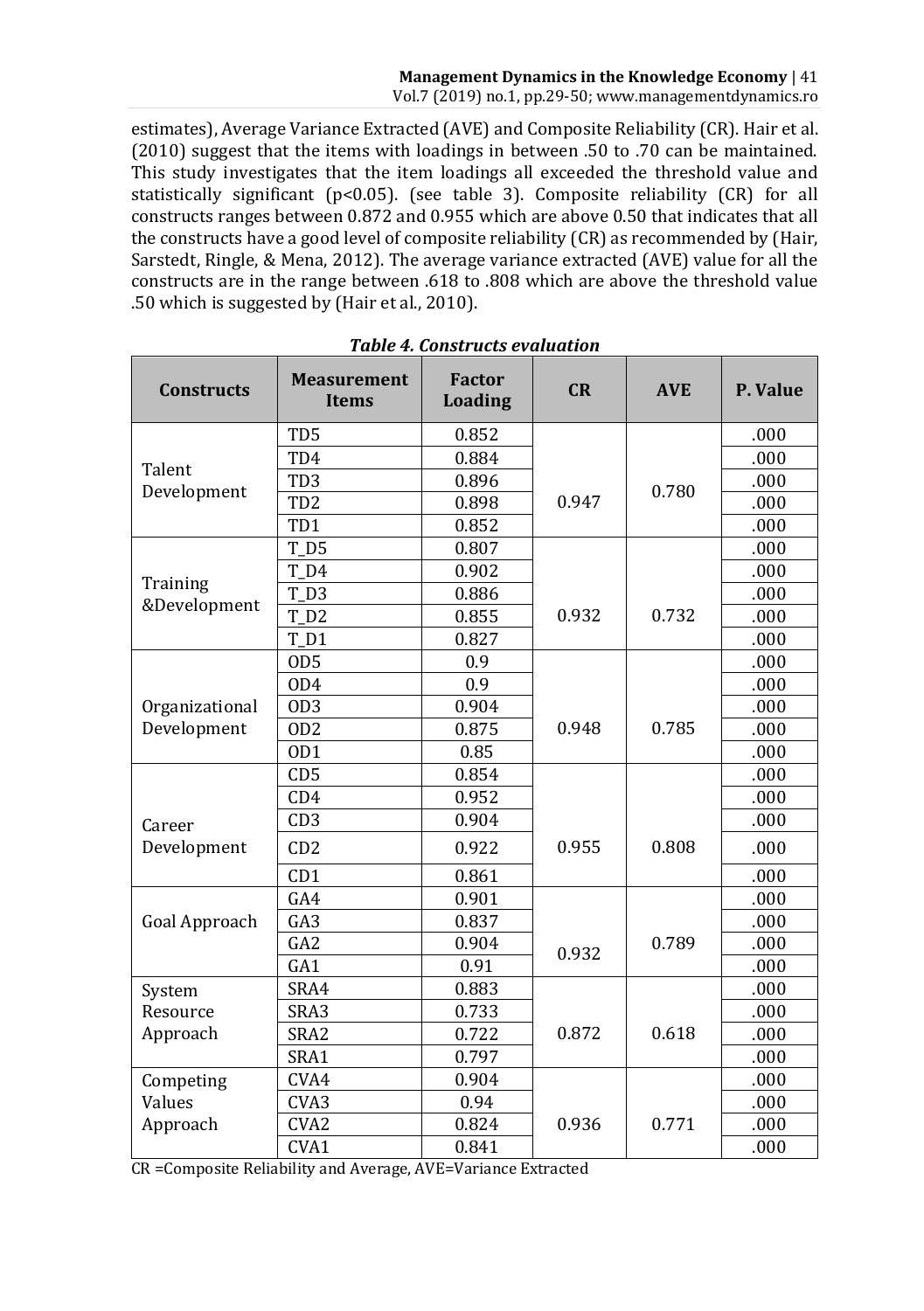estimates), Average Variance Extracted (AVE) and Composite Reliability (CR). Hair et al. (2010) suggest that the items with loadings in between .50 to .70 can be maintained. This study investigates that the item loadings all exceeded the threshold value and statistically significant ($p<0.05$). (see table 3). Composite reliability (CR) for all constructs ranges between 0.872 and 0.955 which are above 0.50 that indicates that all the constructs have a good level of composite reliability (CR) as recommended by (Hair, Sarstedt, Ringle, & Mena, 2012). The average variance extracted (AVE) value for all the constructs are in the range between .618 to .808 which are above the threshold value .50 which is suggested by (Hair et al., 2010).

***Table 4. Constructs evaluation***

| Constructs | Measurement Items | Factor Loading | CR | AVE | P. Value |
|---|---|---|---|---|---|
| Talent Development | TD5 | 0.852 | 0.947 | 0.780 | .000 |
| | TD4 | 0.884 | | | .000 |
| | TD3 | 0.896 | | | .000 |
| | TD2 | 0.898 | | | .000 |
| | TD1 | 0.852 | | | .000 |
| Training &Development | T_D5 | 0.807 | 0.932 | 0.732 | .000 |
| | T_D4 | 0.902 | | | .000 |
| | T_D3 | 0.886 | | | .000 |
| | T_D2 | 0.855 | | | .000 |
| | T_D1 | 0.827 | | | .000 |
| Organizational Development | OD5 | 0.9 | 0.948 | 0.785 | .000 |
| | OD4 | 0.9 | | | .000 |
| | OD3 | 0.904 | | | .000 |
| | OD2 | 0.875 | | | .000 |
| | OD1 | 0.85 | | | .000 |
| Career Development | CD5 | 0.854 | 0.955 | 0.808 | .000 |
| | CD4 | 0.952 | | | .000 |
| | CD3 | 0.904 | | | .000 |
| | CD2 | 0.922 | | | .000 |
| | CD1 | 0.861 | | | .000 |
| Goal Approach | GA4 | 0.901 | 0.932 | 0.789 | .000 |
| | GA3 | 0.837 | | | .000 |
| | GA2 | 0.904 | | | .000 |
| | GA1 | 0.91 | | | .000 |
| System Resource Approach | SRA4 | 0.883 | 0.872 | 0.618 | .000 |
| | SRA3 | 0.733 | | | .000 |
| | SRA2 | 0.722 | | | .000 |
| | SRA1 | 0.797 | | | .000 |
| Competing Values Approach | CVA4 | 0.904 | 0.936 | 0.771 | .000 |
| | CVA3 | 0.94 | | | .000 |
| | CVA2 | 0.824 | | | .000 |
| | CVA1 | 0.841 | | | .000 |

CR =Composite Reliability and Average, AVE=Variance Extracted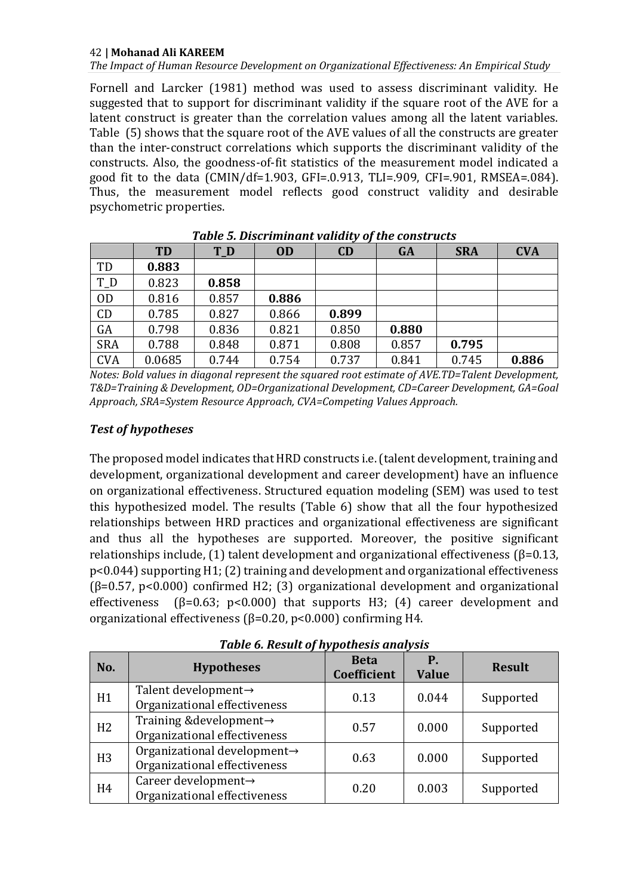Fornell and Larcker (1981) method was used to assess discriminant validity. He suggested that to support for discriminant validity if the square root of the AVE for a latent construct is greater than the correlation values among all the latent variables. Table (5) shows that the square root of the AVE values of all the constructs are greater than the inter-construct correlations which supports the discriminant validity of the constructs. Also, the goodness-of-fit statistics of the measurement model indicated a good fit to the data (CMIN/df=1.903, GFI=.0.913, TLI=.909, CFI=.901, RMSEA=.084). Thus, the measurement model reflects good construct validity and desirable psychometric properties.

***Table 5. Discriminant validity of the constructs***

| | TD | T_D | OD | CD | GA | SRA | CVA |
|---|---|---|---|---|---|---|---|
| TD | **0.883** | | | | | | |
| T_D | 0.823 | **0.858** | | | | | |
| OD | 0.816 | 0.857 | **0.886** | | | | |
| CD | 0.785 | 0.827 | 0.866 | **0.899** | | | |
| GA | 0.798 | 0.836 | 0.821 | 0.850 | **0.880** | | |
| SRA | 0.788 | 0.848 | 0.871 | 0.808 | 0.857 | **0.795** | |
| CVA | 0.0685 | 0.744 | 0.754 | 0.737 | 0.841 | 0.745 | **0.886** |

*Notes: Bold values in diagonal represent the squared root estimate of AVE.TD=Talent Development, T&D=Training & Development, OD=Organizational Development, CD=Career Development, GA=Goal Approach, SRA=System Resource Approach, CVA=Competing Values Approach.*

### *Test of hypotheses*

The proposed model indicates that HRD constructs i.e. (talent development, training and development, organizational development and career development) have an influence on organizational effectiveness. Structured equation modeling (SEM) was used to test this hypothesized model. The results (Table 6) show that all the four hypothesized relationships between HRD practices and organizational effectiveness are significant and thus all the hypotheses are supported. Moreover, the positive significant relationships include, (1) talent development and organizational effectiveness (β=0.13, p<0.044) supporting H1; (2) training and development and organizational effectiveness (β=0.57, p<0.000) confirmed H2; (3) organizational development and organizational effectiveness (β=0.63; p<0.000) that supports H3; (4) career development and organizational effectiveness (β=0.20, p<0.000) confirming H4.

***Table 6. Result of hypothesis analysis***

| No. | Hypotheses | Beta Coefficient | P. Value | Result |
|---|---|---|---|---|
| H1 | Talent development→ Organizational effectiveness | 0.13 | 0.044 | Supported |
| H2 | Training &development→ Organizational effectiveness | 0.57 | 0.000 | Supported |
| H3 | Organizational development→ Organizational effectiveness | 0.63 | 0.000 | Supported |
| H4 | Career development→ Organizational effectiveness | 0.20 | 0.003 | Supported |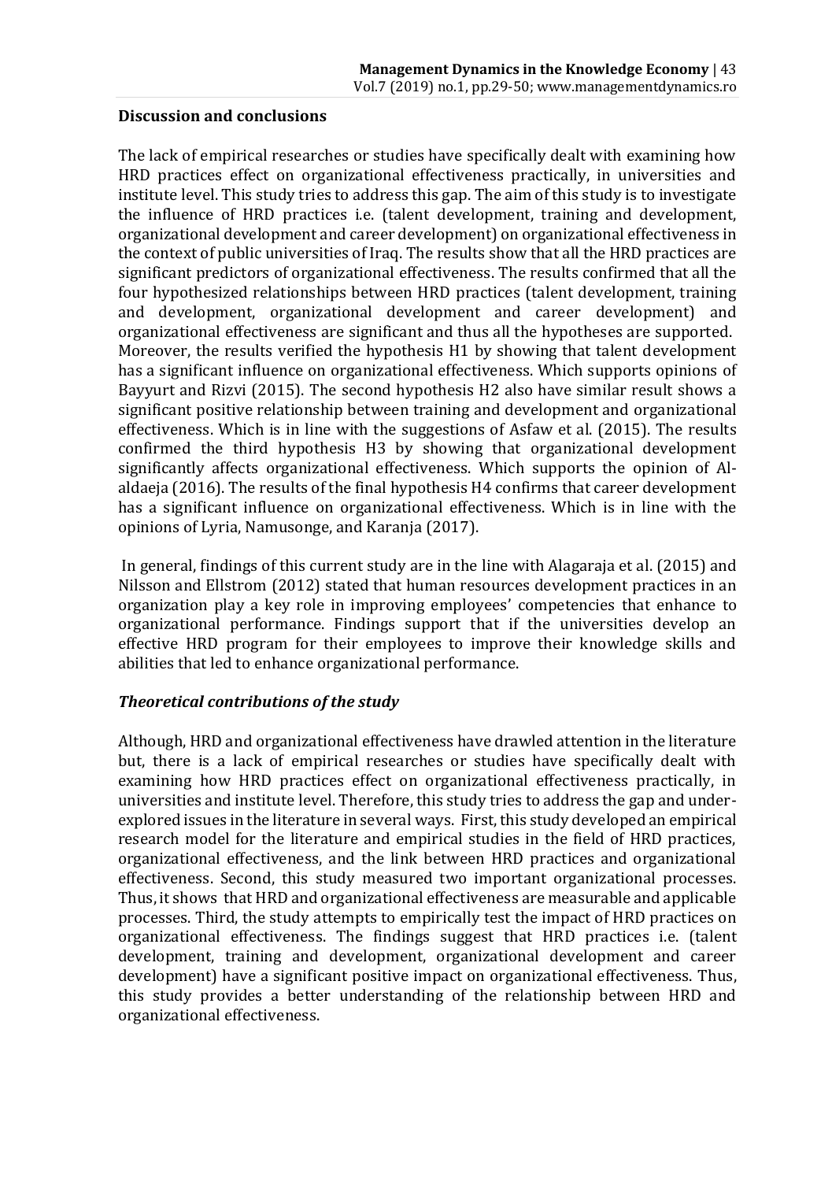## Discussion and conclusions

The lack of empirical researches or studies have specifically dealt with examining how HRD practices effect on organizational effectiveness practically, in universities and institute level. This study tries to address this gap. The aim of this study is to investigate the influence of HRD practices i.e. (talent development, training and development, organizational development and career development) on organizational effectiveness in the context of public universities of Iraq. The results show that all the HRD practices are significant predictors of organizational effectiveness. The results confirmed that all the four hypothesized relationships between HRD practices (talent development, training and development, organizational development and career development) and organizational effectiveness are significant and thus all the hypotheses are supported. Moreover, the results verified the hypothesis H1 by showing that talent development has a significant influence on organizational effectiveness. Which supports opinions of Bayyurt and Rizvi (2015). The second hypothesis H2 also have similar result shows a significant positive relationship between training and development and organizational effectiveness. Which is in line with the suggestions of Asfaw et al. (2015). The results confirmed the third hypothesis H3 by showing that organizational development significantly affects organizational effectiveness. Which supports the opinion of Al-aldaeja (2016). The results of the final hypothesis H4 confirms that career development has a significant influence on organizational effectiveness. Which is in line with the opinions of Lyria, Namusonge, and Karanja (2017).

In general, findings of this current study are in the line with Alagaraja et al. (2015) and Nilsson and Ellstrom (2012) stated that human resources development practices in an organization play a key role in improving employees' competencies that enhance to organizational performance. Findings support that if the universities develop an effective HRD program for their employees to improve their knowledge skills and abilities that led to enhance organizational performance.

### *Theoretical contributions of the study*

Although, HRD and organizational effectiveness have drawled attention in the literature but, there is a lack of empirical researches or studies have specifically dealt with examining how HRD practices effect on organizational effectiveness practically, in universities and institute level. Therefore, this study tries to address the gap and under-explored issues in the literature in several ways. First, this study developed an empirical research model for the literature and empirical studies in the field of HRD practices, organizational effectiveness, and the link between HRD practices and organizational effectiveness. Second, this study measured two important organizational processes. Thus, it shows that HRD and organizational effectiveness are measurable and applicable processes. Third, the study attempts to empirically test the impact of HRD practices on organizational effectiveness. The findings suggest that HRD practices i.e. (talent development, training and development, organizational development and career development) have a significant positive impact on organizational effectiveness. Thus, this study provides a better understanding of the relationship between HRD and organizational effectiveness.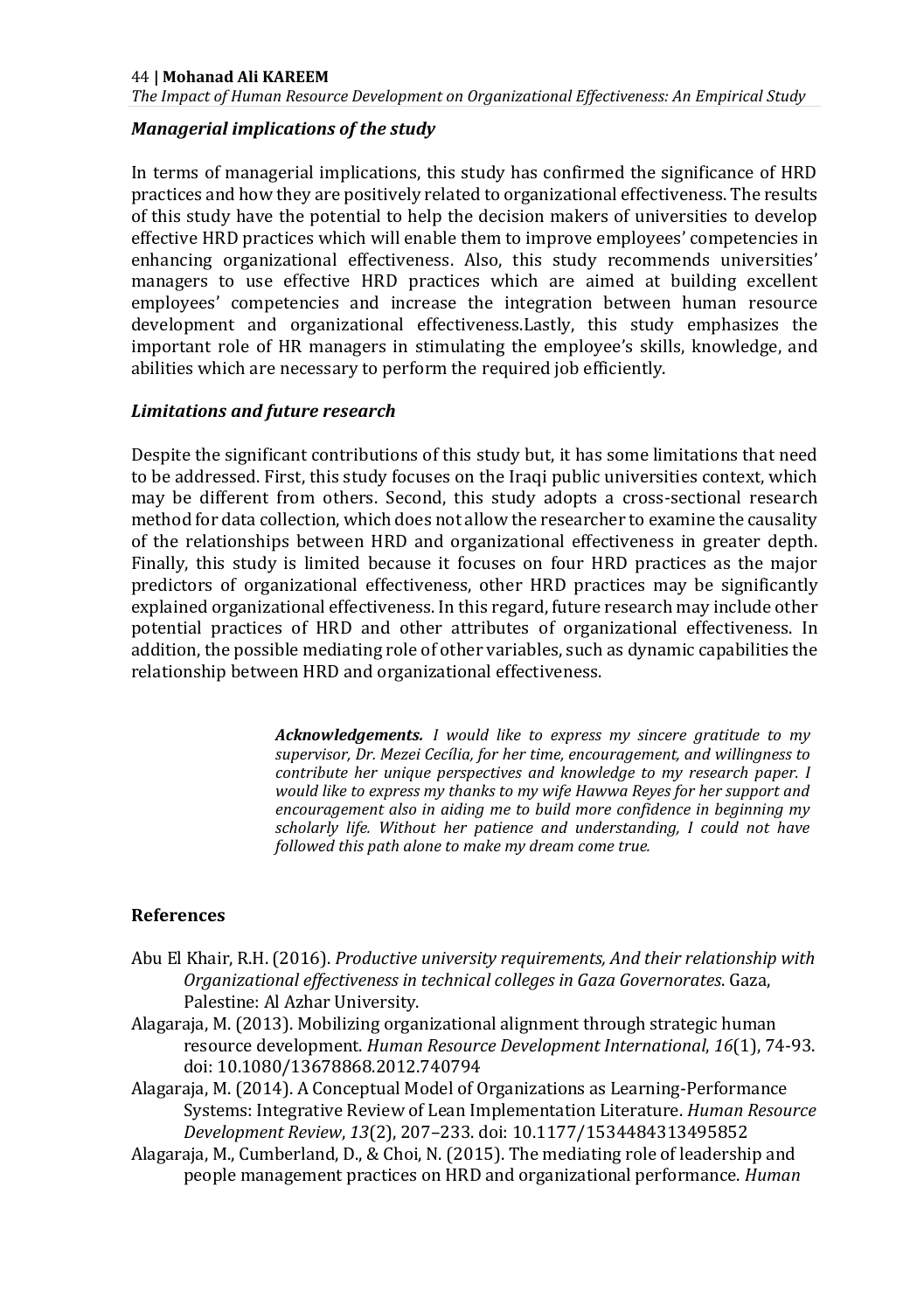### *Managerial implications of the study*

In terms of managerial implications, this study has confirmed the significance of HRD practices and how they are positively related to organizational effectiveness. The results of this study have the potential to help the decision makers of universities to develop effective HRD practices which will enable them to improve employees' competencies in enhancing organizational effectiveness. Also, this study recommends universities' managers to use effective HRD practices which are aimed at building excellent employees' competencies and increase the integration between human resource development and organizational effectiveness.Lastly, this study emphasizes the important role of HR managers in stimulating the employee's skills, knowledge, and abilities which are necessary to perform the required job efficiently.

### *Limitations and future research*

Despite the significant contributions of this study but, it has some limitations that need to be addressed. First, this study focuses on the Iraqi public universities context, which may be different from others. Second, this study adopts a cross-sectional research method for data collection, which does not allow the researcher to examine the causality of the relationships between HRD and organizational effectiveness in greater depth. Finally, this study is limited because it focuses on four HRD practices as the major predictors of organizational effectiveness, other HRD practices may be significantly explained organizational effectiveness. In this regard, future research may include other potential practices of HRD and other attributes of organizational effectiveness. In addition, the possible mediating role of other variables, such as dynamic capabilities the relationship between HRD and organizational effectiveness.

> ***Acknowledgements.*** *I would like to express my sincere gratitude to my supervisor, Dr. Mezei Cecília, for her time, encouragement, and willingness to contribute her unique perspectives and knowledge to my research paper. I would like to express my thanks to my wife Hawwa Reyes for her support and encouragement also in aiding me to build more confidence in beginning my scholarly life. Without her patience and understanding, I could not have followed this path alone to make my dream come true.*

### References

Abu El Khair, R.H. (2016). *Productive university requirements, And their relationship with Organizational effectiveness in technical colleges in Gaza Governorates*. Gaza, Palestine: Al Azhar University.

Alagaraja, M. (2013). Mobilizing organizational alignment through strategic human resource development. *Human Resource Development International*, *16*(1), 74-93. doi: 10.1080/13678868.2012.740794

Alagaraja, M. (2014). A Conceptual Model of Organizations as Learning-Performance Systems: Integrative Review of Lean Implementation Literature. *Human Resource Development Review*, *13*(2), 207–233. doi: 10.1177/1534484313495852

Alagaraja, M., Cumberland, D., & Choi, N. (2015). The mediating role of leadership and people management practices on HRD and organizational performance. *Human*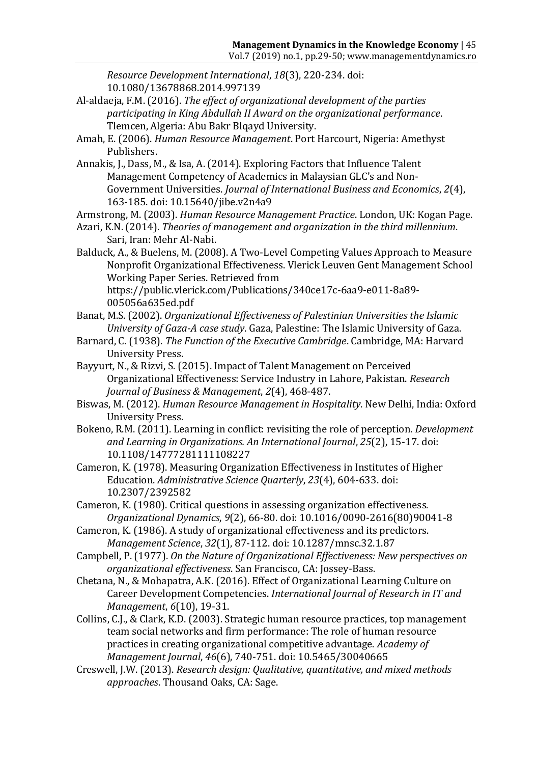*Resource Development International*, *18*(3), 220-234. doi: 10.1080/13678868.2014.997139

Al-aldaeja, F.M. (2016). *The effect of organizational development of the parties participating in King Abdullah II Award on the organizational performance*. Tlemcen, Algeria: Abu Bakr Blqayd University.

Amah, E. (2006). *Human Resource Management*. Port Harcourt, Nigeria: Amethyst Publishers.

Annakis, J., Dass, M., & Isa, A. (2014). Exploring Factors that Influence Talent Management Competency of Academics in Malaysian GLC's and Non-Government Universities. *Journal of International Business and Economics*, *2*(4), 163-185. doi: 10.15640/jibe.v2n4a9

Armstrong, M. (2003). *Human Resource Management Practice*. London, UK: Kogan Page.

Azari, K.N. (2014). *Theories of management and organization in the third millennium*. Sari, Iran: Mehr Al-Nabi.

Balduck, A., & Buelens, M. (2008). A Two-Level Competing Values Approach to Measure Nonprofit Organizational Effectiveness. Vlerick Leuven Gent Management School Working Paper Series. Retrieved from https://public.vlerick.com/Publications/340ce17c-6aa9-e011-8a89-005056a635ed.pdf

Banat, M.S. (2002). *Organizational Effectiveness of Palestinian Universities the Islamic University of Gaza-A case study*. Gaza, Palestine: The Islamic University of Gaza.

Barnard, C. (1938). *The Function of the Executive Cambridge*. Cambridge, MA: Harvard University Press.

Bayyurt, N., & Rizvi, S. (2015). Impact of Talent Management on Perceived Organizational Effectiveness: Service Industry in Lahore, Pakistan. *Research Journal of Business & Management*, *2*(4), 468-487.

Biswas, M. (2012). *Human Resource Management in Hospitality*. New Delhi, India: Oxford University Press.

Bokeno, R.M. (2011). Learning in conflict: revisiting the role of perception. *Development and Learning in Organizations. An International Journal*, *25*(2), 15-17. doi: 10.1108/14777281111108227

Cameron, K. (1978). Measuring Organization Effectiveness in Institutes of Higher Education. *Administrative Science Quarterly*, *23*(4), 604-633. doi: 10.2307/2392582

Cameron, K. (1980). Critical questions in assessing organization effectiveness. *Organizational Dynamics*, *9*(2), 66-80. doi: 10.1016/0090-2616(80)90041-8

Cameron, K. (1986). A study of organizational effectiveness and its predictors. *Management Science*, *32*(1), 87-112. doi: 10.1287/mnsc.32.1.87

Campbell, P. (1977). *On the Nature of Organizational Effectiveness: New perspectives on organizational effectiveness*. San Francisco, CA: Jossey-Bass.

Chetana, N., & Mohapatra, A.K. (2016). Effect of Organizational Learning Culture on Career Development Competencies. *International Journal of Research in IT and Management*, *6*(10), 19-31.

Collins, C.J., & Clark, K.D. (2003). Strategic human resource practices, top management team social networks and firm performance: The role of human resource practices in creating organizational competitive advantage. *Academy of Management Journal*, *46*(6), 740-751. doi: 10.5465/30040665

Creswell, J.W. (2013). *Research design: Qualitative, quantitative, and mixed methods approaches*. Thousand Oaks, CA: Sage.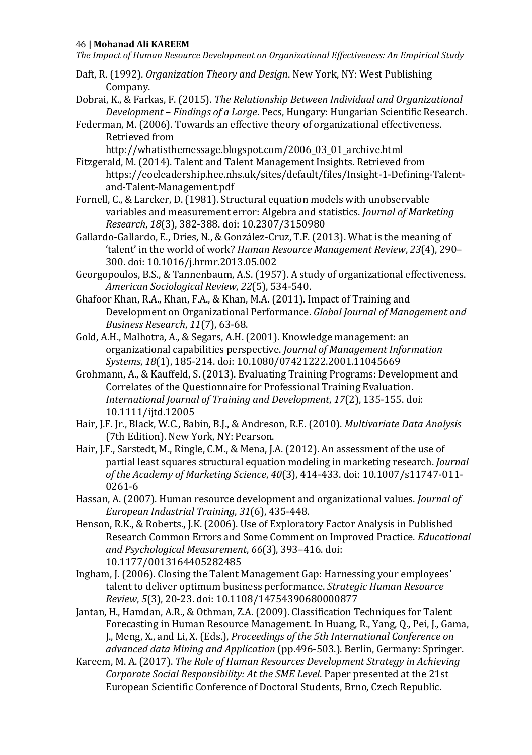Daft, R. (1992). *Organization Theory and Design*. New York, NY: West Publishing Company.

Dobrai, K., & Farkas, F. (2015). *The Relationship Between Individual and Organizational Development – Findings of a Large*. Pecs, Hungary: Hungarian Scientific Research.

Federman, M. (2006). Towards an effective theory of organizational effectiveness. Retrieved from http://whatisthemessage.blogspot.com/2006_03_01_archive.html

Fitzgerald, M. (2014). Talent and Talent Management Insights. Retrieved from https://eoeleadership.hee.nhs.uk/sites/default/files/Insight-1-Defining-Talent-and-Talent-Management.pdf

Fornell, C., & Larcker, D. (1981). Structural equation models with unobservable variables and measurement error: Algebra and statistics. *Journal of Marketing Research*, *18*(3), 382-388. doi: 10.2307/3150980

Gallardo-Gallardo, E., Dries, N., & González-Cruz, T.F. (2013). What is the meaning of 'talent' in the world of work? *Human Resource Management Review*, *23*(4), 290–300. doi: 10.1016/j.hrmr.2013.05.002

Georgopoulos, B.S., & Tannenbaum, A.S. (1957). A study of organizational effectiveness. *American Sociological Review*, *22*(5), 534-540.

Ghafoor Khan, R.A., Khan, F.A., & Khan, M.A. (2011). Impact of Training and Development on Organizational Performance. *Global Journal of Management and Business Research*, *11*(7), 63-68.

Gold, A.H., Malhotra, A., & Segars, A.H. (2001). Knowledge management: an organizational capabilities perspective. *Journal of Management Information Systems*, *18*(1), 185-214. doi: 10.1080/07421222.2001.11045669

Grohmann, A., & Kauffeld, S. (2013). Evaluating Training Programs: Development and Correlates of the Questionnaire for Professional Training Evaluation. *International Journal of Training and Development*, *17*(2), 135-155. doi: 10.1111/ijtd.12005

Hair, J.F. Jr., Black, W.C., Babin, B.J., & Andreson, R.E. (2010). *Multivariate Data Analysis* (7th Edition). New York, NY: Pearson.

Hair, J.F., Sarstedt, M., Ringle, C.M., & Mena, J.A. (2012). An assessment of the use of partial least squares structural equation modeling in marketing research. *Journal of the Academy of Marketing Science*, *40*(3), 414-433. doi: 10.1007/s11747-011-0261-6

Hassan, A. (2007). Human resource development and organizational values. *Journal of European Industrial Training*, *31*(6), 435-448.

Henson, R.K., & Roberts., J.K. (2006). Use of Exploratory Factor Analysis in Published Research Common Errors and Some Comment on Improved Practice. *Educational and Psychological Measurement*, *66*(3), 393–416. doi: 10.1177/0013164405282485

Ingham, J. (2006). Closing the Talent Management Gap: Harnessing your employees' talent to deliver optimum business performance. *Strategic Human Resource Review*, *5*(3), 20-23. doi: 10.1108/14754390680000877

Jantan, H., Hamdan, A.R., & Othman, Z.A. (2009). Classification Techniques for Talent Forecasting in Human Resource Management. In Huang, R., Yang, Q., Pei, J., Gama, J., Meng, X., and Li, X. (Eds.), *Proceedings of the 5th International Conference on advanced data Mining and Application* (pp.496-503.). Berlin, Germany: Springer.

Kareem, M. A. (2017). *The Role of Human Resources Development Strategy in Achieving Corporate Social Responsibility: At the SME Level*. Paper presented at the 21st European Scientific Conference of Doctoral Students, Brno, Czech Republic.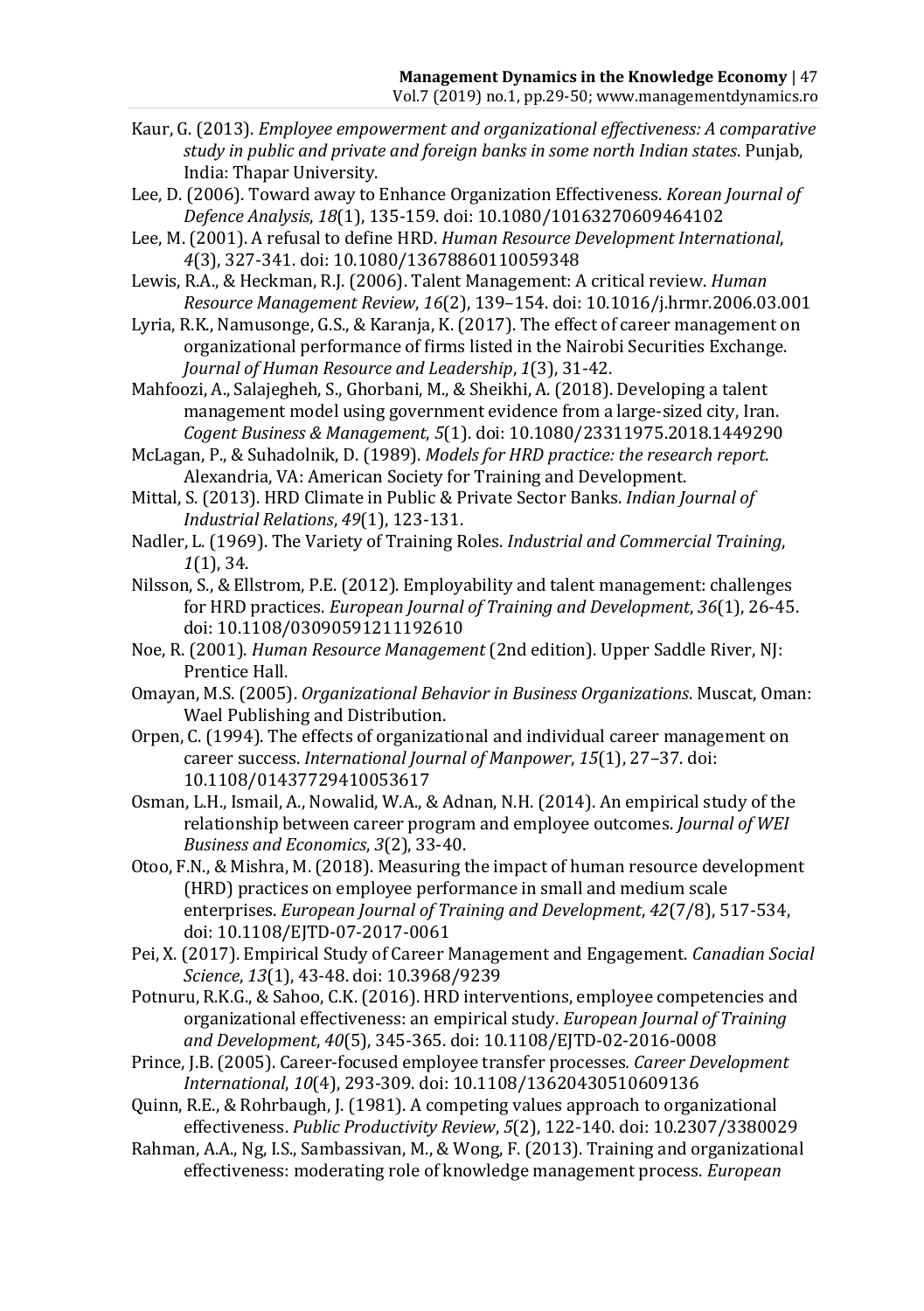Kaur, G. (2013). *Employee empowerment and organizational effectiveness: A comparative study in public and private and foreign banks in some north Indian states*. Punjab, India: Thapar University.

Lee, D. (2006). Toward away to Enhance Organization Effectiveness. *Korean Journal of Defence Analysis*, *18*(1), 135-159. doi: 10.1080/10163270609464102

Lee, M. (2001). A refusal to define HRD. *Human Resource Development International*, *4*(3), 327-341. doi: 10.1080/13678860110059348

Lewis, R.A., & Heckman, R.J. (2006). Talent Management: A critical review. *Human Resource Management Review*, *16*(2), 139–154. doi: 10.1016/j.hrmr.2006.03.001

Lyria, R.K., Namusonge, G.S., & Karanja, K. (2017). The effect of career management on organizational performance of firms listed in the Nairobi Securities Exchange. *Journal of Human Resource and Leadership*, *1*(3), 31-42.

Mahfoozi, A., Salajegheh, S., Ghorbani, M., & Sheikhi, A. (2018). Developing a talent management model using government evidence from a large-sized city, Iran. *Cogent Business & Management*, *5*(1). doi: 10.1080/23311975.2018.1449290

McLagan, P., & Suhadolnik, D. (1989). *Models for HRD practice: the research report*. Alexandria, VA: American Society for Training and Development.

Mittal, S. (2013). HRD Climate in Public & Private Sector Banks. *Indian Journal of Industrial Relations*, *49*(1), 123-131.

Nadler, L. (1969). The Variety of Training Roles. *Industrial and Commercial Training*, *1*(1), 34.

Nilsson, S., & Ellstrom, P.E. (2012). Employability and talent management: challenges for HRD practices. *European Journal of Training and Development*, *36*(1), 26-45. doi: 10.1108/03090591211192610

Noe, R. (2001). *Human Resource Management* (2nd edition). Upper Saddle River, NJ: Prentice Hall.

Omayan, M.S. (2005). *Organizational Behavior in Business Organizations*. Muscat, Oman: Wael Publishing and Distribution.

Orpen, C. (1994). The effects of organizational and individual career management on career success. *International Journal of Manpower*, *15*(1), 27–37. doi: 10.1108/01437729410053617

Osman, L.H., Ismail, A., Nowalid, W.A., & Adnan, N.H. (2014). An empirical study of the relationship between career program and employee outcomes. *Journal of WEI Business and Economics*, *3*(2), 33-40.

Otoo, F.N., & Mishra, M. (2018). Measuring the impact of human resource development (HRD) practices on employee performance in small and medium scale enterprises. *European Journal of Training and Development*, *42*(7/8), 517-534, doi: 10.1108/EJTD-07-2017-0061

Pei, X. (2017). Empirical Study of Career Management and Engagement. *Canadian Social Science*, *13*(1), 43-48. doi: 10.3968/9239

Potnuru, R.K.G., & Sahoo, C.K. (2016). HRD interventions, employee competencies and organizational effectiveness: an empirical study. *European Journal of Training and Development*, *40*(5), 345-365. doi: 10.1108/EJTD-02-2016-0008

Prince, J.B. (2005). Career-focused employee transfer processes. *Career Development International*, *10*(4), 293-309. doi: 10.1108/13620430510609136

Quinn, R.E., & Rohrbaugh, J. (1981). A competing values approach to organizational effectiveness. *Public Productivity Review*, *5*(2), 122-140. doi: 10.2307/3380029

Rahman, A.A., Ng, I.S., Sambassivan, M., & Wong, F. (2013). Training and organizational effectiveness: moderating role of knowledge management process. *European*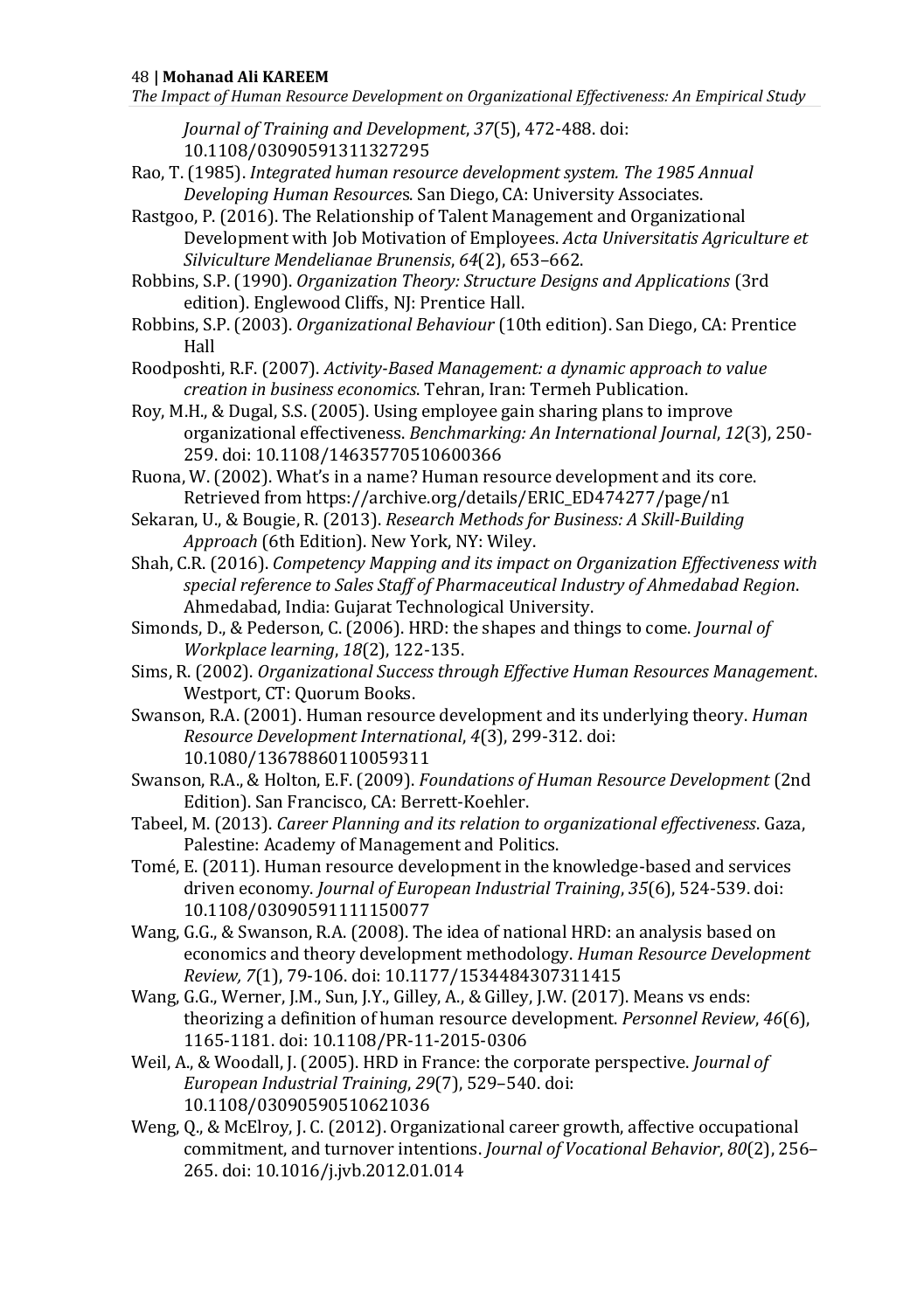*Journal of Training and Development*, *37*(5), 472-488. doi: 10.1108/03090591311327295

Rao, T. (1985). *Integrated human resource development system. The 1985 Annual Developing Human Resources*. San Diego, CA: University Associates.

Rastgoo, P. (2016). The Relationship of Talent Management and Organizational Development with Job Motivation of Employees. *Acta Universitatis Agriculture et Silviculture Mendelianae Brunensis*, *64*(2), 653–662.

Robbins, S.P. (1990). *Organization Theory: Structure Designs and Applications* (3rd edition). Englewood Cliffs, NJ: Prentice Hall.

Robbins, S.P. (2003). *Organizational Behaviour* (10th edition). San Diego, CA: Prentice Hall

Roodposhti, R.F. (2007). *Activity-Based Management: a dynamic approach to value creation in business economics*. Tehran, Iran: Termeh Publication.

Roy, M.H., & Dugal, S.S. (2005). Using employee gain sharing plans to improve organizational effectiveness. *Benchmarking: An International Journal*, *12*(3), 250-259. doi: 10.1108/14635770510600366

Ruona, W. (2002). What's in a name? Human resource development and its core. Retrieved from https://archive.org/details/ERIC_ED474277/page/n1

Sekaran, U., & Bougie, R. (2013). *Research Methods for Business: A Skill-Building Approach* (6th Edition). New York, NY: Wiley.

Shah, C.R. (2016). *Competency Mapping and its impact on Organization Effectiveness with special reference to Sales Staff of Pharmaceutical Industry of Ahmedabad Region*. Ahmedabad, India: Gujarat Technological University.

Simonds, D., & Pederson, C. (2006). HRD: the shapes and things to come. *Journal of Workplace learning*, *18*(2), 122-135.

Sims, R. (2002). *Organizational Success through Effective Human Resources Management*. Westport, CT: Quorum Books.

Swanson, R.A. (2001). Human resource development and its underlying theory. *Human Resource Development International*, *4*(3), 299-312. doi: 10.1080/13678860110059311

Swanson, R.A., & Holton, E.F. (2009). *Foundations of Human Resource Development* (2nd Edition). San Francisco, CA: Berrett-Koehler.

Tabeel, M. (2013). *Career Planning and its relation to organizational effectiveness*. Gaza, Palestine: Academy of Management and Politics.

Tomé, E. (2011). Human resource development in the knowledge-based and services driven economy. *Journal of European Industrial Training*, *35*(6), 524-539. doi: 10.1108/03090591111150077

Wang, G.G., & Swanson, R.A. (2008). The idea of national HRD: an analysis based on economics and theory development methodology. *Human Resource Development Review, 7*(1), 79-106. doi: 10.1177/1534484307311415

Wang, G.G., Werner, J.M., Sun, J.Y., Gilley, A., & Gilley, J.W. (2017). Means vs ends: theorizing a definition of human resource development. *Personnel Review*, *46*(6), 1165-1181. doi: 10.1108/PR-11-2015-0306

Weil, A., & Woodall, J. (2005). HRD in France: the corporate perspective. *Journal of European Industrial Training*, *29*(7), 529–540. doi: 10.1108/03090590510621036

Weng, Q., & McElroy, J. C. (2012). Organizational career growth, affective occupational commitment, and turnover intentions. *Journal of Vocational Behavior*, *80*(2), 256–265. doi: 10.1016/j.jvb.2012.01.014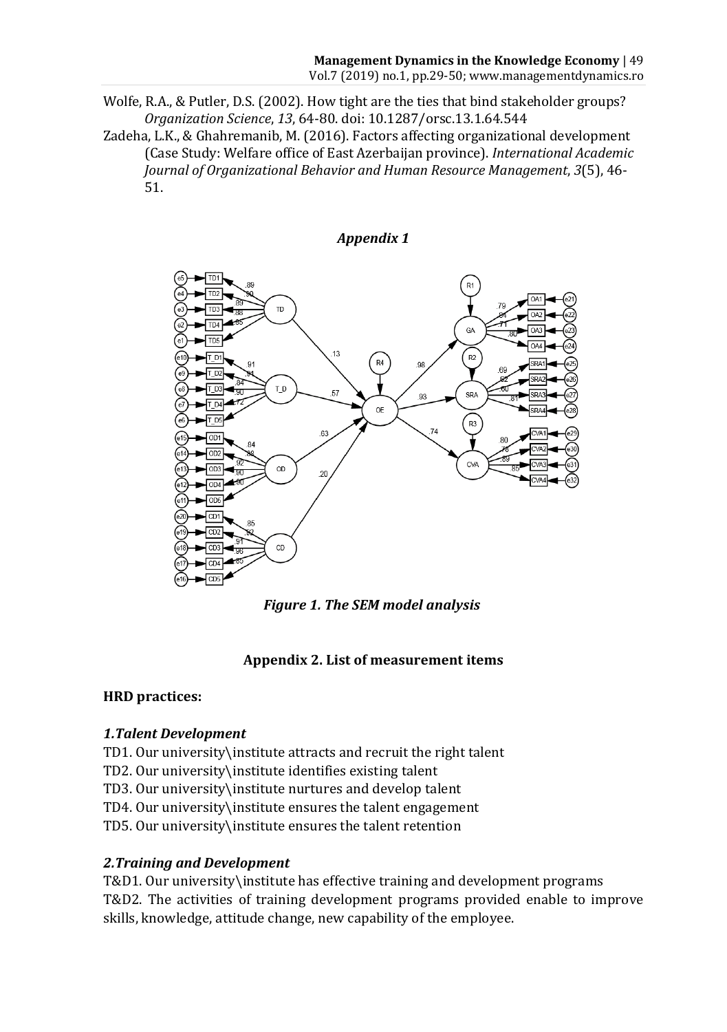Wolfe, R.A., & Putler, D.S. (2002). How tight are the ties that bind stakeholder groups? *Organization Science*, *13*, 64-80. doi: 10.1287/orsc.13.1.64.544

Zadeha, L.K., & Ghahremanib, M. (2016). Factors affecting organizational development (Case Study: Welfare office of East Azerbaijan province). *International Academic Journal of Organizational Behavior and Human Resource Management*, *3*(5), 46-51.

## *Appendix 1*

***Figure 1. The SEM model analysis***

### Appendix 2. List of measurement items

**HRD practices:**

***1.Talent Development***

TD1. Our university\institute attracts and recruit the right talent

TD2. Our university\institute identifies existing talent

TD3. Our university\institute nurtures and develop talent

TD4. Our university\institute ensures the talent engagement

TD5. Our university\institute ensures the talent retention

***2.Training and Development***

T&D1. Our university\institute has effective training and development programs

T&D2. The activities of training development programs provided enable to improve skills, knowledge, attitude change, new capability of the employee.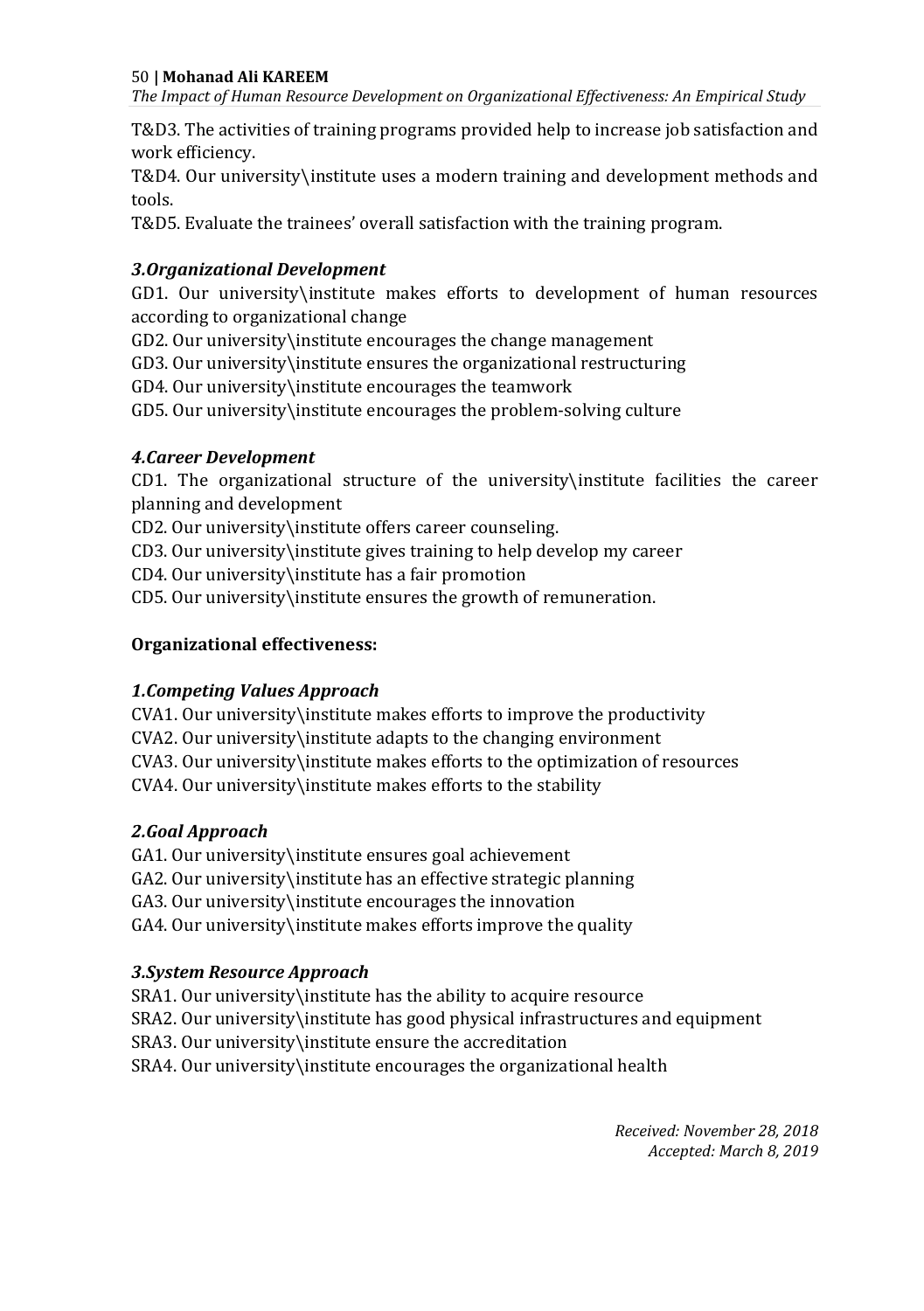T&D3. The activities of training programs provided help to increase job satisfaction and work efficiency.

T&D4. Our university\institute uses a modern training and development methods and tools.

T&D5. Evaluate the trainees' overall satisfaction with the training program.

### *3.Organizational Development*

GD1. Our university\institute makes efforts to development of human resources according to organizational change

GD2. Our university\institute encourages the change management

GD3. Our university\institute ensures the organizational restructuring

GD4. Our university\institute encourages the teamwork

GD5. Our university\institute encourages the problem-solving culture

### *4.Career Development*

CD1. The organizational structure of the university\institute facilities the career planning and development

CD2. Our university\institute offers career counseling.

CD3. Our university\institute gives training to help develop my career

CD4. Our university\institute has a fair promotion

CD5. Our university\institute ensures the growth of remuneration.

## **Organizational effectiveness:**

### *1.Competing Values Approach*

CVA1. Our university\institute makes efforts to improve the productivity

CVA2. Our university\institute adapts to the changing environment

CVA3. Our university\institute makes efforts to the optimization of resources

CVA4. Our university\institute makes efforts to the stability

### *2.Goal Approach*

GA1. Our university\institute ensures goal achievement

GA2. Our university\institute has an effective strategic planning

GA3. Our university\institute encourages the innovation

GA4. Our university\institute makes efforts improve the quality

### *3.System Resource Approach*

SRA1. Our university\institute has the ability to acquire resource

SRA2. Our university\institute has good physical infrastructures and equipment

SRA3. Our university\institute ensure the accreditation

SRA4. Our university\institute encourages the organizational health

*Received: November 28, 2018*
*Accepted: March 8, 2019*